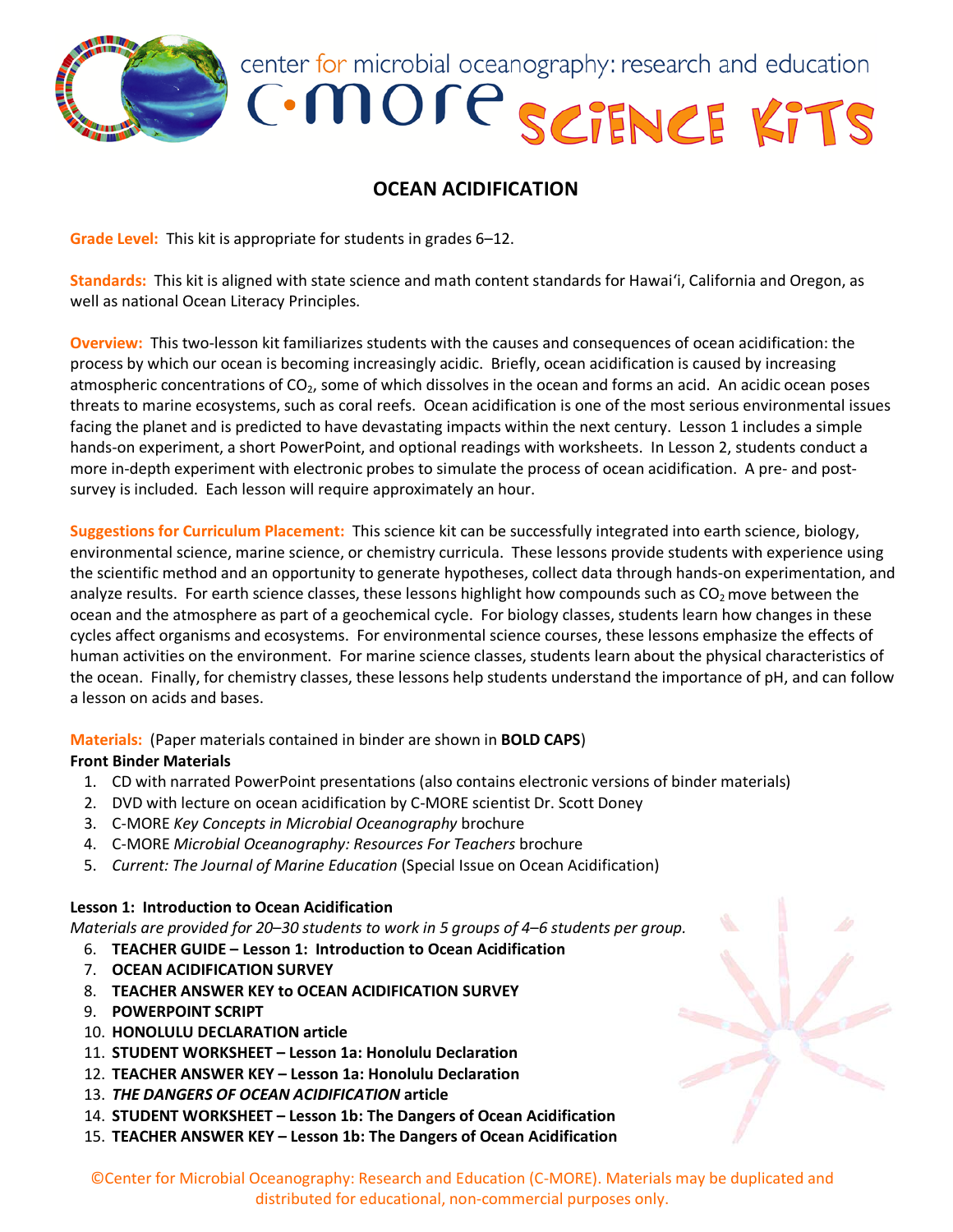center for microbial oceanography: research and education

C-MORE SCIENCE KITS

# OCEAN ACIDIFICATION

**Grade Level:** This kit is appropriate for students in grades 6–12.

**Standards:** This kit is aligned with state science and math content standards for Hawaiʻi, California and Oregon, as well as national Ocean Literacy Principles.

**Overview:** This two-lesson kit familiarizes students with the causes and consequences of ocean acidification: the process by which our ocean is becoming increasingly acidic. Briefly, ocean acidification is caused by increasing atmospheric concentrations of $CO_2$, some of which dissolves in the ocean and forms an acid. An acidic ocean poses threats to marine ecosystems, such as coral reefs. Ocean acidification is one of the most serious environmental issues facing the planet and is predicted to have devastating impacts within the next century. Lesson 1 includes a simple hands-on experiment, a short PowerPoint, and optional readings with worksheets. In Lesson 2, students conduct a more in-depth experiment with electronic probes to simulate the process of ocean acidification. A pre- and post-survey is included. Each lesson will require approximately an hour.

**Suggestions for Curriculum Placement:** This science kit can be successfully integrated into earth science, biology, environmental science, marine science, or chemistry curricula. These lessons provide students with experience using the scientific method and an opportunity to generate hypotheses, collect data through hands-on experimentation, and analyze results. For earth science classes, these lessons highlight how compounds such as $CO_2$ move between the ocean and the atmosphere as part of a geochemical cycle. For biology classes, students learn how changes in these cycles affect organisms and ecosystems. For environmental science courses, these lessons emphasize the effects of human activities on the environment. For marine science classes, students learn about the physical characteristics of the ocean. Finally, for chemistry classes, these lessons help students understand the importance of pH, and can follow a lesson on acids and bases.

**Materials:** (Paper materials contained in binder are shown in **BOLD CAPS**)

**Front Binder Materials**

1. CD with narrated PowerPoint presentations (also contains electronic versions of binder materials)
2. DVD with lecture on ocean acidification by C-MORE scientist Dr. Scott Doney
3. C-MORE *Key Concepts in Microbial Oceanography* brochure
4. C-MORE *Microbial Oceanography: Resources For Teachers* brochure
5. *Current: The Journal of Marine Education* (Special Issue on Ocean Acidification)

**Lesson 1: Introduction to Ocean Acidification**

*Materials are provided for 20–30 students to work in 5 groups of 4–6 students per group.*

6. **TEACHER GUIDE – Lesson 1: Introduction to Ocean Acidification**
7. **OCEAN ACIDIFICATION SURVEY**
8. **TEACHER ANSWER KEY to OCEAN ACIDIFICATION SURVEY**
9. **POWERPOINT SCRIPT**
10. **HONOLULU DECLARATION article**
11. **STUDENT WORKSHEET – Lesson 1a: Honolulu Declaration**
12. **TEACHER ANSWER KEY – Lesson 1a: Honolulu Declaration**
13. ***THE DANGERS OF OCEAN ACIDIFICATION* article**
14. **STUDENT WORKSHEET – Lesson 1b: The Dangers of Ocean Acidification**
15. **TEACHER ANSWER KEY – Lesson 1b: The Dangers of Ocean Acidification**

©Center for Microbial Oceanography: Research and Education (C-MORE). Materials may be duplicated and distributed for educational, non-commercial purposes only.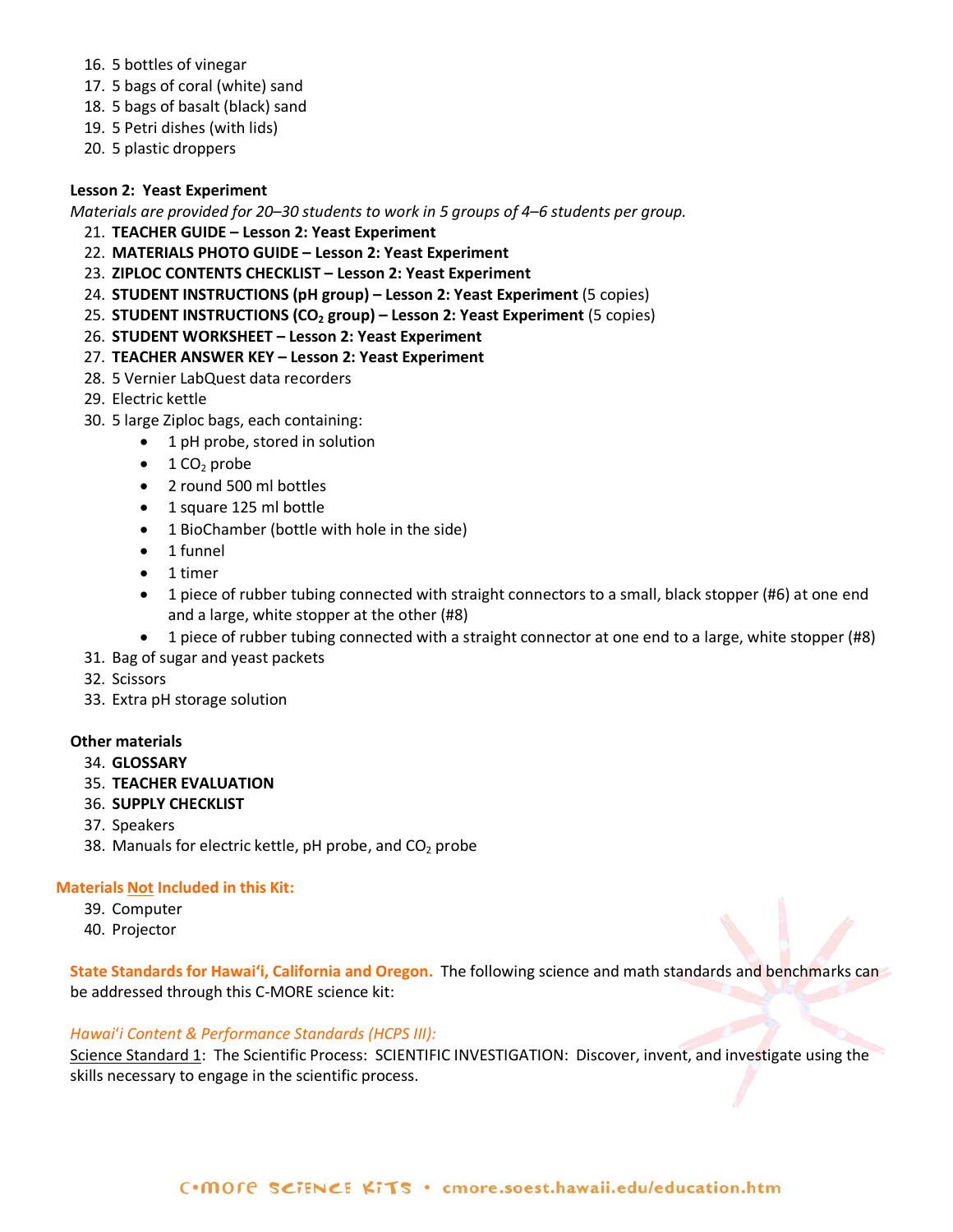16. 5 bottles of vinegar
17. 5 bags of coral (white) sand
18. 5 bags of basalt (black) sand
19. 5 Petri dishes (with lids)
20. 5 plastic droppers

**Lesson 2: Yeast Experiment**

*Materials are provided for 20–30 students to work in 5 groups of 4–6 students per group.*

21. **TEACHER GUIDE – Lesson 2: Yeast Experiment**
22. **MATERIALS PHOTO GUIDE – Lesson 2: Yeast Experiment**
23. **ZIPLOC CONTENTS CHECKLIST – Lesson 2: Yeast Experiment**
24. **STUDENT INSTRUCTIONS (pH group) – Lesson 2: Yeast Experiment** (5 copies)
25. **STUDENT INSTRUCTIONS ($CO_2$ group) – Lesson 2: Yeast Experiment** (5 copies)
26. **STUDENT WORKSHEET – Lesson 2: Yeast Experiment**
27. **TEACHER ANSWER KEY – Lesson 2: Yeast Experiment**
28. 5 Vernier LabQuest data recorders
29. Electric kettle
30. 5 large Ziploc bags, each containing:
    - 1 pH probe, stored in solution
    - 1 $CO_2$ probe
    - 2 round 500 ml bottles
    - 1 square 125 ml bottle
    - 1 BioChamber (bottle with hole in the side)
    - 1 funnel
    - 1 timer
    - 1 piece of rubber tubing connected with straight connectors to a small, black stopper (#6) at one end and a large, white stopper at the other (#8)
    - 1 piece of rubber tubing connected with a straight connector at one end to a large, white stopper (#8)
31. Bag of sugar and yeast packets
32. Scissors
33. Extra pH storage solution

**Other materials**

34. **GLOSSARY**
35. **TEACHER EVALUATION**
36. **SUPPLY CHECKLIST**
37. Speakers
38. Manuals for electric kettle, pH probe, and $CO_2$ probe

**Materials Not Included in this Kit:**

39. Computer
40. Projector

**State Standards for Hawai'i, California and Oregon.** The following science and math standards and benchmarks can be addressed through this C-MORE science kit:

*Hawai'i Content & Performance Standards (HCPS III):*

Science Standard 1: The Scientific Process: SCIENTIFIC INVESTIGATION: Discover, invent, and investigate using the skills necessary to engage in the scientific process.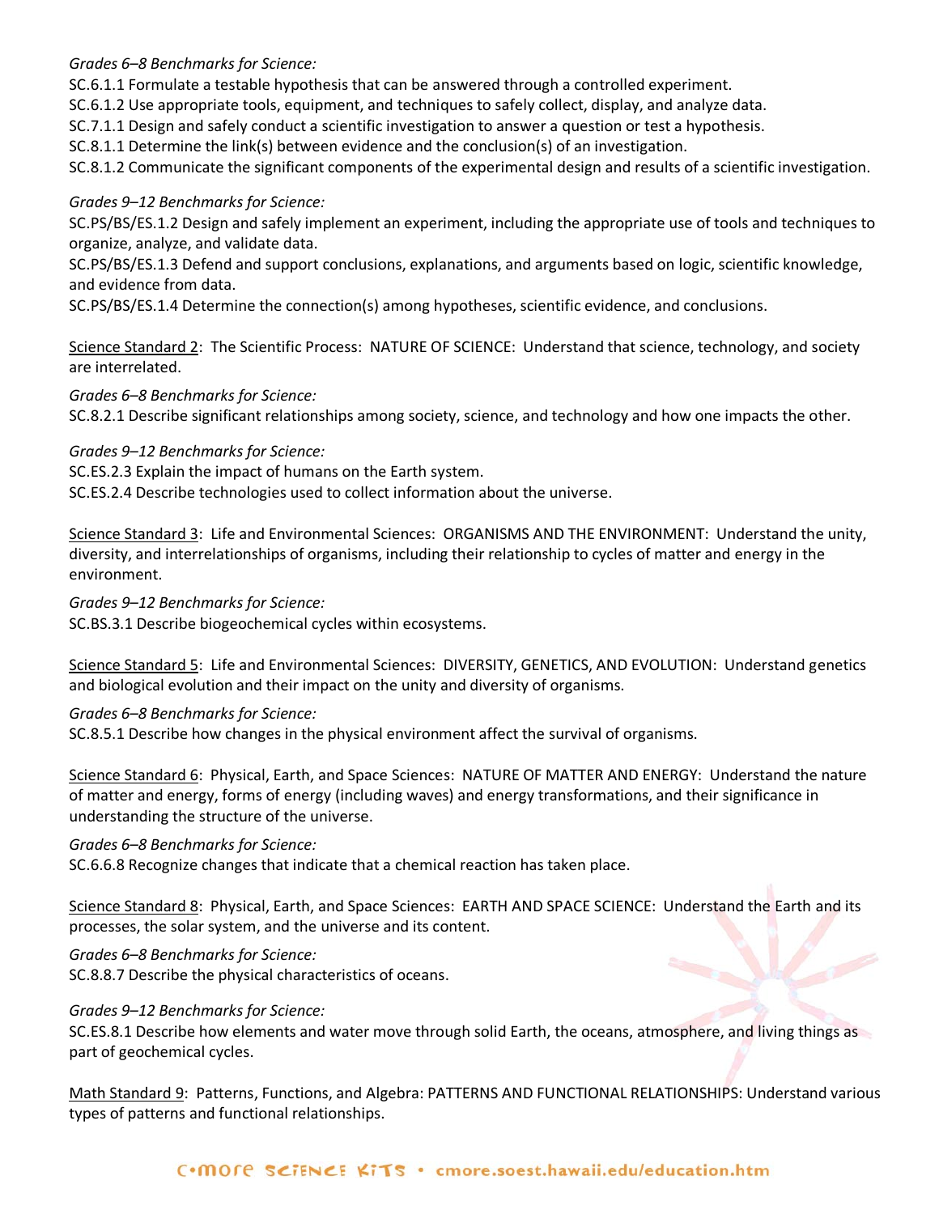*Grades 6–8 Benchmarks for Science:*

SC.6.1.1 Formulate a testable hypothesis that can be answered through a controlled experiment.

SC.6.1.2 Use appropriate tools, equipment, and techniques to safely collect, display, and analyze data.

SC.7.1.1 Design and safely conduct a scientific investigation to answer a question or test a hypothesis.

SC.8.1.1 Determine the link(s) between evidence and the conclusion(s) of an investigation.

SC.8.1.2 Communicate the significant components of the experimental design and results of a scientific investigation.

*Grades 9–12 Benchmarks for Science:*

SC.PS/BS/ES.1.2 Design and safely implement an experiment, including the appropriate use of tools and techniques to organize, analyze, and validate data.

SC.PS/BS/ES.1.3 Defend and support conclusions, explanations, and arguments based on logic, scientific knowledge, and evidence from data.

SC.PS/BS/ES.1.4 Determine the connection(s) among hypotheses, scientific evidence, and conclusions.

Science Standard 2: The Scientific Process: NATURE OF SCIENCE: Understand that science, technology, and society are interrelated.

*Grades 6–8 Benchmarks for Science:*

SC.8.2.1 Describe significant relationships among society, science, and technology and how one impacts the other.

*Grades 9–12 Benchmarks for Science:*

SC.ES.2.3 Explain the impact of humans on the Earth system.

SC.ES.2.4 Describe technologies used to collect information about the universe.

Science Standard 3: Life and Environmental Sciences: ORGANISMS AND THE ENVIRONMENT: Understand the unity, diversity, and interrelationships of organisms, including their relationship to cycles of matter and energy in the environment.

*Grades 9–12 Benchmarks for Science:*

SC.BS.3.1 Describe biogeochemical cycles within ecosystems.

Science Standard 5: Life and Environmental Sciences: DIVERSITY, GENETICS, AND EVOLUTION: Understand genetics and biological evolution and their impact on the unity and diversity of organisms.

*Grades 6–8 Benchmarks for Science:*

SC.8.5.1 Describe how changes in the physical environment affect the survival of organisms.

Science Standard 6: Physical, Earth, and Space Sciences: NATURE OF MATTER AND ENERGY: Understand the nature of matter and energy, forms of energy (including waves) and energy transformations, and their significance in understanding the structure of the universe.

*Grades 6–8 Benchmarks for Science:*

SC.6.6.8 Recognize changes that indicate that a chemical reaction has taken place.

Science Standard 8: Physical, Earth, and Space Sciences: EARTH AND SPACE SCIENCE: Understand the Earth and its processes, the solar system, and the universe and its content.

*Grades 6–8 Benchmarks for Science:*

SC.8.8.7 Describe the physical characteristics of oceans.

*Grades 9–12 Benchmarks for Science:*

SC.ES.8.1 Describe how elements and water move through solid Earth, the oceans, atmosphere, and living things as part of geochemical cycles.

Math Standard 9: Patterns, Functions, and Algebra: PATTERNS AND FUNCTIONAL RELATIONSHIPS: Understand various types of patterns and functional relationships.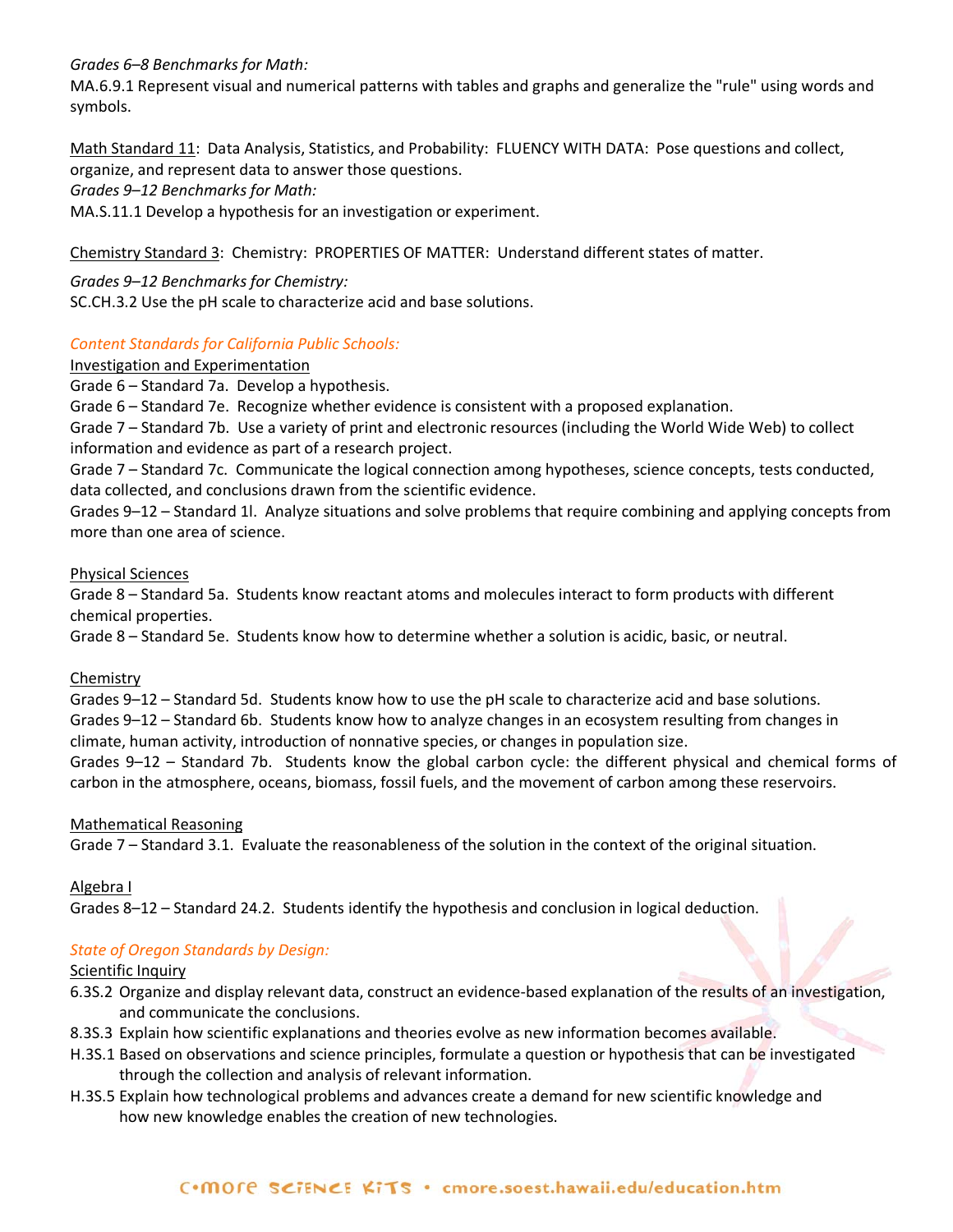*Grades 6–8 Benchmarks for Math:*

MA.6.9.1 Represent visual and numerical patterns with tables and graphs and generalize the "rule" using words and symbols.

Math Standard 11: Data Analysis, Statistics, and Probability: FLUENCY WITH DATA: Pose questions and collect, organize, and represent data to answer those questions.

*Grades 9–12 Benchmarks for Math:*

MA.S.11.1 Develop a hypothesis for an investigation or experiment.

Chemistry Standard 3: Chemistry: PROPERTIES OF MATTER: Understand different states of matter.

*Grades 9–12 Benchmarks for Chemistry:*

SC.CH.3.2 Use the pH scale to characterize acid and base solutions.

*Content Standards for California Public Schools:*

Investigation and Experimentation

Grade 6 – Standard 7a. Develop a hypothesis.

Grade 6 – Standard 7e. Recognize whether evidence is consistent with a proposed explanation.

Grade 7 – Standard 7b. Use a variety of print and electronic resources (including the World Wide Web) to collect information and evidence as part of a research project.

Grade 7 – Standard 7c. Communicate the logical connection among hypotheses, science concepts, tests conducted, data collected, and conclusions drawn from the scientific evidence.

Grades 9–12 – Standard 1l. Analyze situations and solve problems that require combining and applying concepts from more than one area of science.

Physical Sciences

Grade 8 – Standard 5a. Students know reactant atoms and molecules interact to form products with different chemical properties.

Grade 8 – Standard 5e. Students know how to determine whether a solution is acidic, basic, or neutral.

Chemistry

Grades 9–12 – Standard 5d. Students know how to use the pH scale to characterize acid and base solutions.

Grades 9–12 – Standard 6b. Students know how to analyze changes in an ecosystem resulting from changes in climate, human activity, introduction of nonnative species, or changes in population size.

Grades 9–12 – Standard 7b. Students know the global carbon cycle: the different physical and chemical forms of carbon in the atmosphere, oceans, biomass, fossil fuels, and the movement of carbon among these reservoirs.

Mathematical Reasoning

Grade 7 – Standard 3.1. Evaluate the reasonableness of the solution in the context of the original situation.

Algebra I

Grades 8–12 – Standard 24.2. Students identify the hypothesis and conclusion in logical deduction.

*State of Oregon Standards by Design:*

Scientific Inquiry

6.3S.2 Organize and display relevant data, construct an evidence-based explanation of the results of an investigation, and communicate the conclusions.

8.3S.3 Explain how scientific explanations and theories evolve as new information becomes available.

H.3S.1 Based on observations and science principles, formulate a question or hypothesis that can be investigated through the collection and analysis of relevant information.

H.3S.5 Explain how technological problems and advances create a demand for new scientific knowledge and how new knowledge enables the creation of new technologies.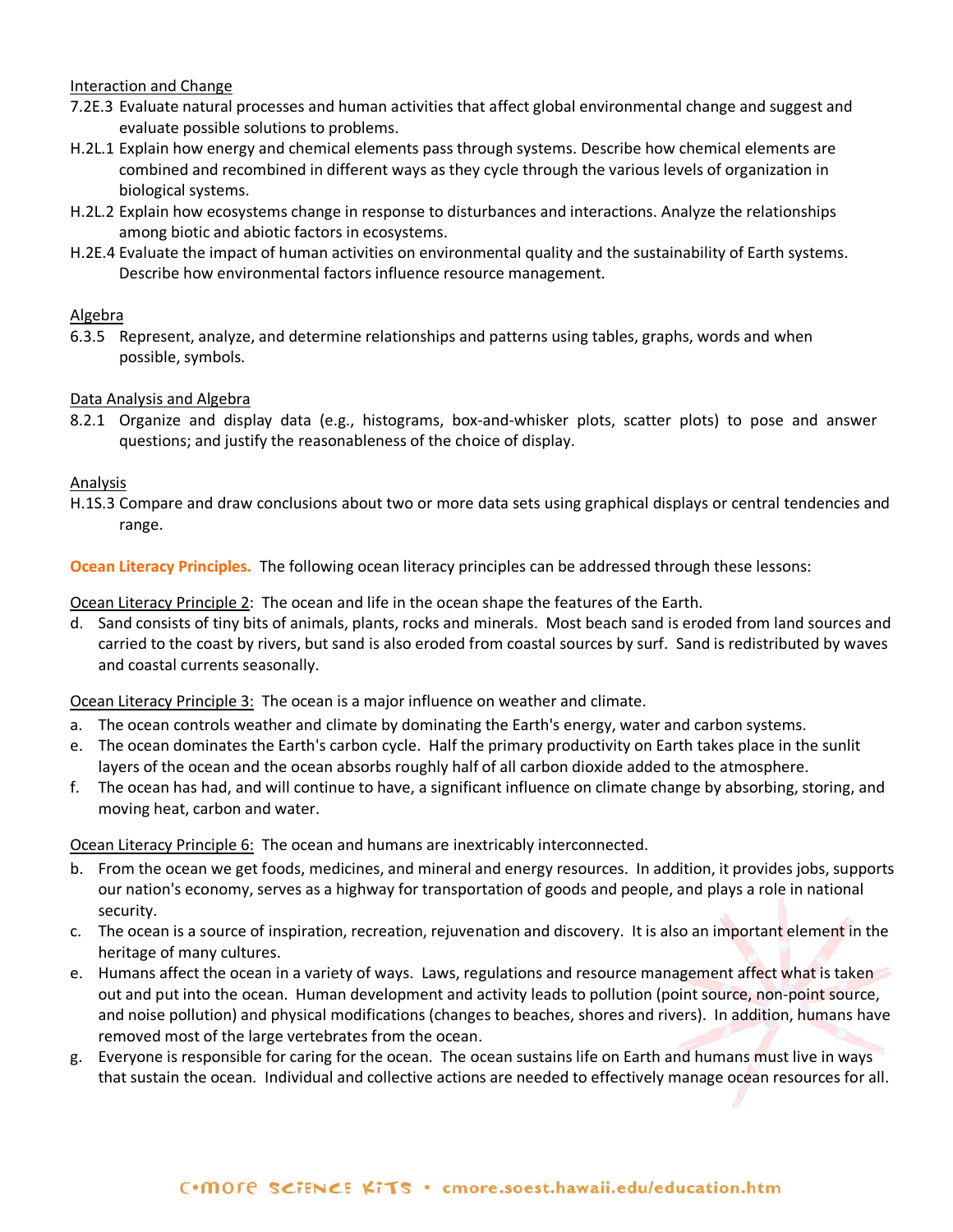Interaction and Change

7.2E.3 Evaluate natural processes and human activities that affect global environmental change and suggest and evaluate possible solutions to problems.

H.2L.1 Explain how energy and chemical elements pass through systems. Describe how chemical elements are combined and recombined in different ways as they cycle through the various levels of organization in biological systems.

H.2L.2 Explain how ecosystems change in response to disturbances and interactions. Analyze the relationships among biotic and abiotic factors in ecosystems.

H.2E.4 Evaluate the impact of human activities on environmental quality and the sustainability of Earth systems. Describe how environmental factors influence resource management.

Algebra

6.3.5 Represent, analyze, and determine relationships and patterns using tables, graphs, words and when possible, symbols.

Data Analysis and Algebra

8.2.1 Organize and display data (e.g., histograms, box-and-whisker plots, scatter plots) to pose and answer questions; and justify the reasonableness of the choice of display.

Analysis

H.1S.3 Compare and draw conclusions about two or more data sets using graphical displays or central tendencies and range.

**Ocean Literacy Principles.** The following ocean literacy principles can be addressed through these lessons:

Ocean Literacy Principle 2: The ocean and life in the ocean shape the features of the Earth.

d. Sand consists of tiny bits of animals, plants, rocks and minerals. Most beach sand is eroded from land sources and carried to the coast by rivers, but sand is also eroded from coastal sources by surf. Sand is redistributed by waves and coastal currents seasonally.

Ocean Literacy Principle 3: The ocean is a major influence on weather and climate.

a. The ocean controls weather and climate by dominating the Earth's energy, water and carbon systems.
e. The ocean dominates the Earth's carbon cycle. Half the primary productivity on Earth takes place in the sunlit layers of the ocean and the ocean absorbs roughly half of all carbon dioxide added to the atmosphere.
f. The ocean has had, and will continue to have, a significant influence on climate change by absorbing, storing, and moving heat, carbon and water.

Ocean Literacy Principle 6: The ocean and humans are inextricably interconnected.

b. From the ocean we get foods, medicines, and mineral and energy resources. In addition, it provides jobs, supports our nation's economy, serves as a highway for transportation of goods and people, and plays a role in national security.
c. The ocean is a source of inspiration, recreation, rejuvenation and discovery. It is also an important element in the heritage of many cultures.
e. Humans affect the ocean in a variety of ways. Laws, regulations and resource management affect what is taken out and put into the ocean. Human development and activity leads to pollution (point source, non-point source, and noise pollution) and physical modifications (changes to beaches, shores and rivers). In addition, humans have removed most of the large vertebrates from the ocean.
g. Everyone is responsible for caring for the ocean. The ocean sustains life on Earth and humans must live in ways that sustain the ocean. Individual and collective actions are needed to effectively manage ocean resources for all.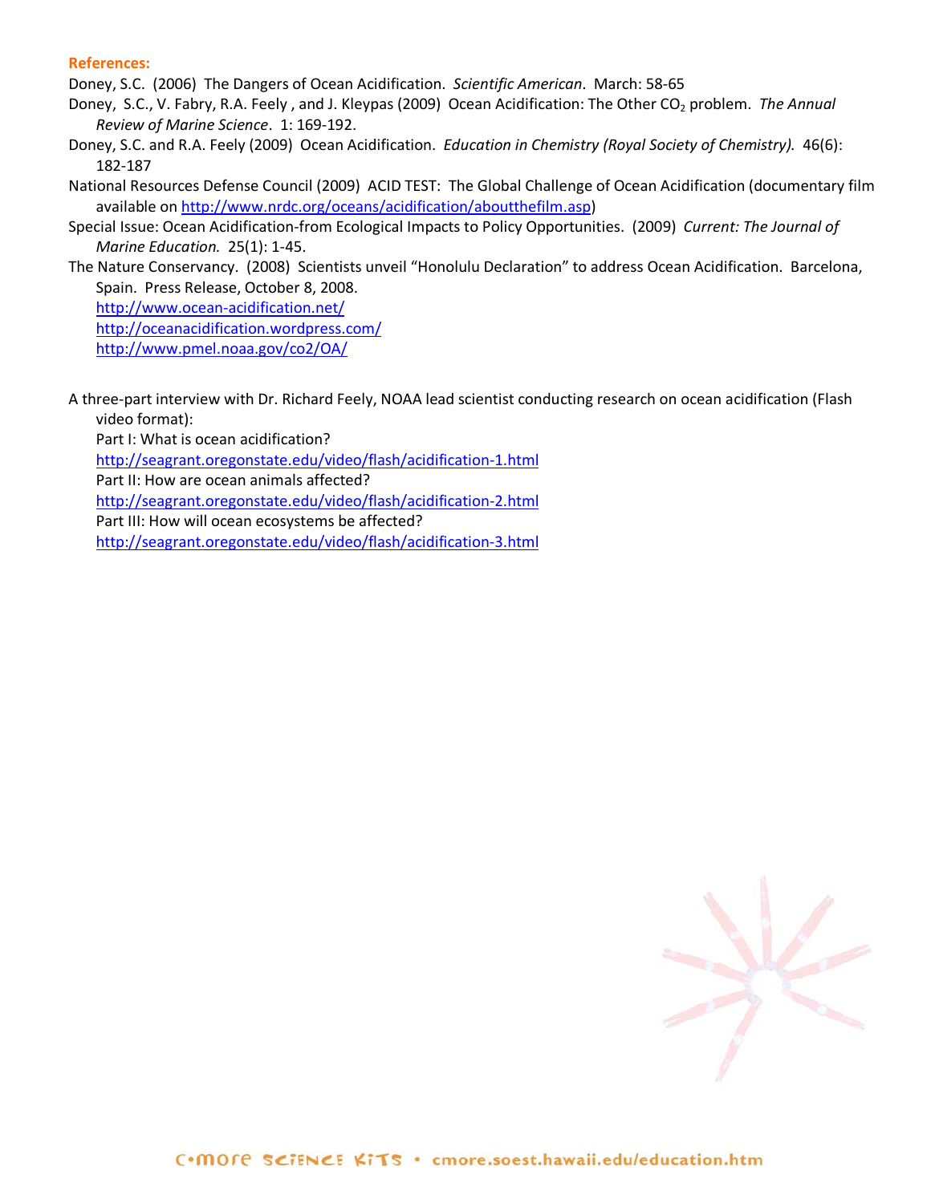**References:**

Doney, S.C. (2006) The Dangers of Ocean Acidification. *Scientific American*. March: 58-65

Doney, S.C., V. Fabry, R.A. Feely , and J. Kleypas (2009) Ocean Acidification: The Other $CO_2$ problem. *The Annual Review of Marine Science*. 1: 169-192.

Doney, S.C. and R.A. Feely (2009) Ocean Acidification. *Education in Chemistry (Royal Society of Chemistry).* 46(6): 182-187

National Resources Defense Council (2009) ACID TEST: The Global Challenge of Ocean Acidification (documentary film available on http://www.nrdc.org/oceans/acidification/aboutthefilm.asp)

Special Issue: Ocean Acidification-from Ecological Impacts to Policy Opportunities. (2009) *Current: The Journal of Marine Education.* 25(1): 1-45.

The Nature Conservancy. (2008) Scientists unveil "Honolulu Declaration" to address Ocean Acidification. Barcelona, Spain. Press Release, October 8, 2008.

http://www.ocean-acidification.net/
http://oceanacidification.wordpress.com/
http://www.pmel.noaa.gov/co2/OA/

A three-part interview with Dr. Richard Feely, NOAA lead scientist conducting research on ocean acidification (Flash video format):

Part I: What is ocean acidification?
http://seagrant.oregonstate.edu/video/flash/acidification-1.html

Part II: How are ocean animals affected?
http://seagrant.oregonstate.edu/video/flash/acidification-2.html

Part III: How will ocean ecosystems be affected?
http://seagrant.oregonstate.edu/video/flash/acidification-3.html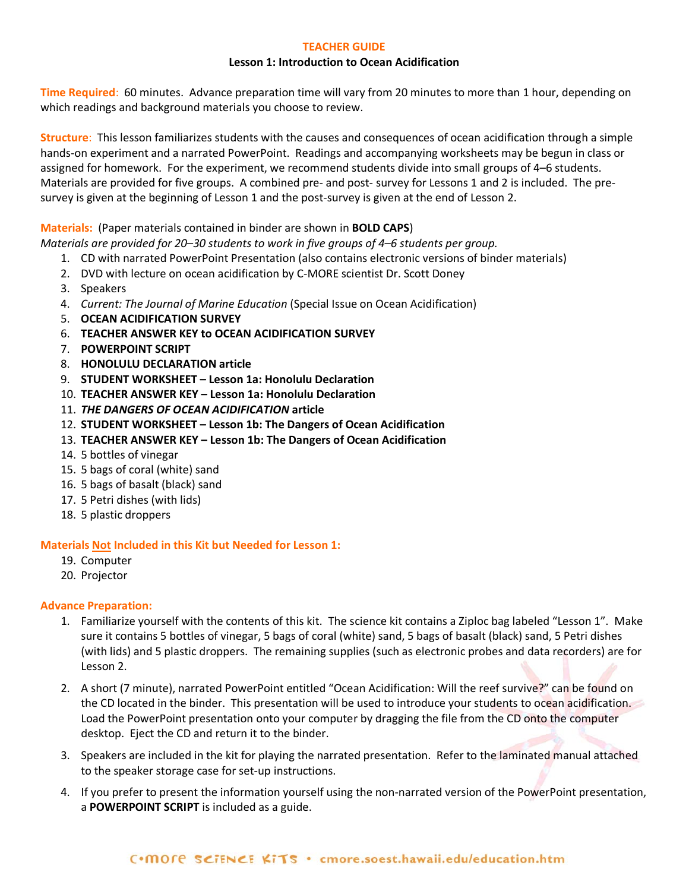# TEACHER GUIDE

## Lesson 1: Introduction to Ocean Acidification

**Time Required**: 60 minutes. Advance preparation time will vary from 20 minutes to more than 1 hour, depending on which readings and background materials you choose to review.

**Structure**: This lesson familiarizes students with the causes and consequences of ocean acidification through a simple hands-on experiment and a narrated PowerPoint. Readings and accompanying worksheets may be begun in class or assigned for homework. For the experiment, we recommend students divide into small groups of 4–6 students. Materials are provided for five groups. A combined pre- and post- survey for Lessons 1 and 2 is included. The pre-survey is given at the beginning of Lesson 1 and the post-survey is given at the end of Lesson 2.

**Materials:** (Paper materials contained in binder are shown in **BOLD CAPS**)

*Materials are provided for 20–30 students to work in five groups of 4–6 students per group.*

1. CD with narrated PowerPoint Presentation (also contains electronic versions of binder materials)
2. DVD with lecture on ocean acidification by C-MORE scientist Dr. Scott Doney
3. Speakers
4. *Current: The Journal of Marine Education* (Special Issue on Ocean Acidification)
5. **OCEAN ACIDIFICATION SURVEY**
6. **TEACHER ANSWER KEY to OCEAN ACIDIFICATION SURVEY**
7. **POWERPOINT SCRIPT**
8. **HONOLULU DECLARATION article**
9. **STUDENT WORKSHEET – Lesson 1a: Honolulu Declaration**
10. **TEACHER ANSWER KEY – Lesson 1a: Honolulu Declaration**
11. ***THE DANGERS OF OCEAN ACIDIFICATION* article**
12. **STUDENT WORKSHEET – Lesson 1b: The Dangers of Ocean Acidification**
13. **TEACHER ANSWER KEY – Lesson 1b: The Dangers of Ocean Acidification**
14. 5 bottles of vinegar
15. 5 bags of coral (white) sand
16. 5 bags of basalt (black) sand
17. 5 Petri dishes (with lids)
18. 5 plastic droppers

**Materials <u>Not</u> Included in this Kit but Needed for Lesson 1:**

19. Computer
20. Projector

**Advance Preparation:**

1. Familiarize yourself with the contents of this kit. The science kit contains a Ziploc bag labeled "Lesson 1". Make sure it contains 5 bottles of vinegar, 5 bags of coral (white) sand, 5 bags of basalt (black) sand, 5 Petri dishes (with lids) and 5 plastic droppers. The remaining supplies (such as electronic probes and data recorders) are for Lesson 2.

2. A short (7 minute), narrated PowerPoint entitled "Ocean Acidification: Will the reef survive?" can be found on the CD located in the binder. This presentation will be used to introduce your students to ocean acidification. Load the PowerPoint presentation onto your computer by dragging the file from the CD onto the computer desktop. Eject the CD and return it to the binder.

3. Speakers are included in the kit for playing the narrated presentation. Refer to the laminated manual attached to the speaker storage case for set-up instructions.

4. If you prefer to present the information yourself using the non-narrated version of the PowerPoint presentation, a **POWERPOINT SCRIPT** is included as a guide.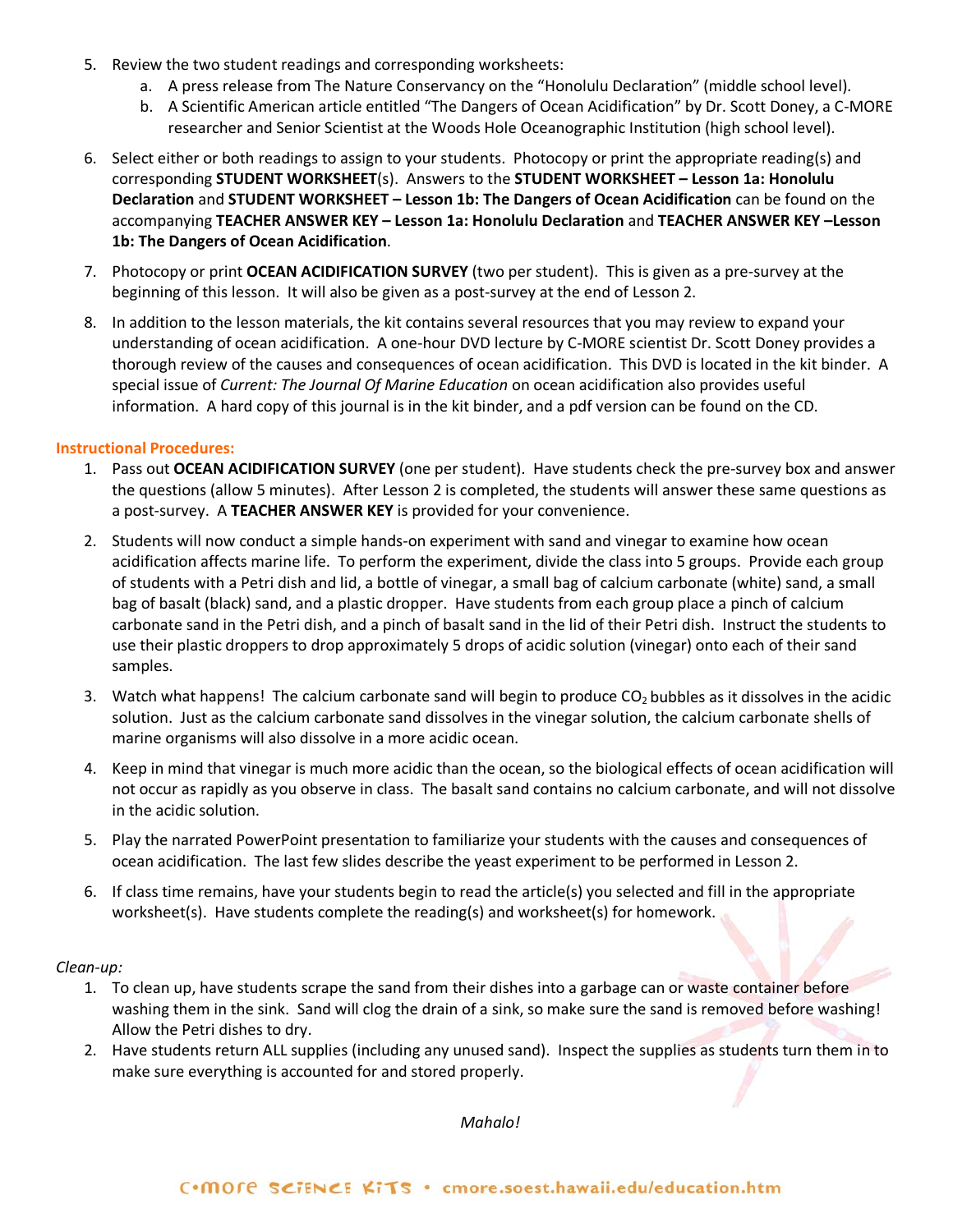5. Review the two student readings and corresponding worksheets:
    a. A press release from The Nature Conservancy on the "Honolulu Declaration" (middle school level).
    b. A Scientific American article entitled "The Dangers of Ocean Acidification" by Dr. Scott Doney, a C-MORE researcher and Senior Scientist at the Woods Hole Oceanographic Institution (high school level).
6. Select either or both readings to assign to your students. Photocopy or print the appropriate reading(s) and corresponding **STUDENT WORKSHEET**(s). Answers to the **STUDENT WORKSHEET – Lesson 1a: Honolulu Declaration** and **STUDENT WORKSHEET – Lesson 1b: The Dangers of Ocean Acidification** can be found on the accompanying **TEACHER ANSWER KEY – Lesson 1a: Honolulu Declaration** and **TEACHER ANSWER KEY –Lesson 1b: The Dangers of Ocean Acidification**.
7. Photocopy or print **OCEAN ACIDIFICATION SURVEY** (two per student). This is given as a pre-survey at the beginning of this lesson. It will also be given as a post-survey at the end of Lesson 2.
8. In addition to the lesson materials, the kit contains several resources that you may review to expand your understanding of ocean acidification. A one-hour DVD lecture by C-MORE scientist Dr. Scott Doney provides a thorough review of the causes and consequences of ocean acidification. This DVD is located in the kit binder. A special issue of *Current: The Journal Of Marine Education* on ocean acidification also provides useful information. A hard copy of this journal is in the kit binder, and a pdf version can be found on the CD.

## Instructional Procedures:

1. Pass out **OCEAN ACIDIFICATION SURVEY** (one per student). Have students check the pre-survey box and answer the questions (allow 5 minutes). After Lesson 2 is completed, the students will answer these same questions as a post-survey. A **TEACHER ANSWER KEY** is provided for your convenience.
2. Students will now conduct a simple hands-on experiment with sand and vinegar to examine how ocean acidification affects marine life. To perform the experiment, divide the class into 5 groups. Provide each group of students with a Petri dish and lid, a bottle of vinegar, a small bag of calcium carbonate (white) sand, a small bag of basalt (black) sand, and a plastic dropper. Have students from each group place a pinch of calcium carbonate sand in the Petri dish, and a pinch of basalt sand in the lid of their Petri dish. Instruct the students to use their plastic droppers to drop approximately 5 drops of acidic solution (vinegar) onto each of their sand samples.
3. Watch what happens! The calcium carbonate sand will begin to produce $CO_2$ bubbles as it dissolves in the acidic solution. Just as the calcium carbonate sand dissolves in the vinegar solution, the calcium carbonate shells of marine organisms will also dissolve in a more acidic ocean.
4. Keep in mind that vinegar is much more acidic than the ocean, so the biological effects of ocean acidification will not occur as rapidly as you observe in class. The basalt sand contains no calcium carbonate, and will not dissolve in the acidic solution.
5. Play the narrated PowerPoint presentation to familiarize your students with the causes and consequences of ocean acidification. The last few slides describe the yeast experiment to be performed in Lesson 2.
6. If class time remains, have your students begin to read the article(s) you selected and fill in the appropriate worksheet(s). Have students complete the reading(s) and worksheet(s) for homework.

*Clean-up:*

1. To clean up, have students scrape the sand from their dishes into a garbage can or waste container before washing them in the sink. Sand will clog the drain of a sink, so make sure the sand is removed before washing! Allow the Petri dishes to dry.
2. Have students return ALL supplies (including any unused sand). Inspect the supplies as students turn them in to make sure everything is accounted for and stored properly.

*Mahalo!*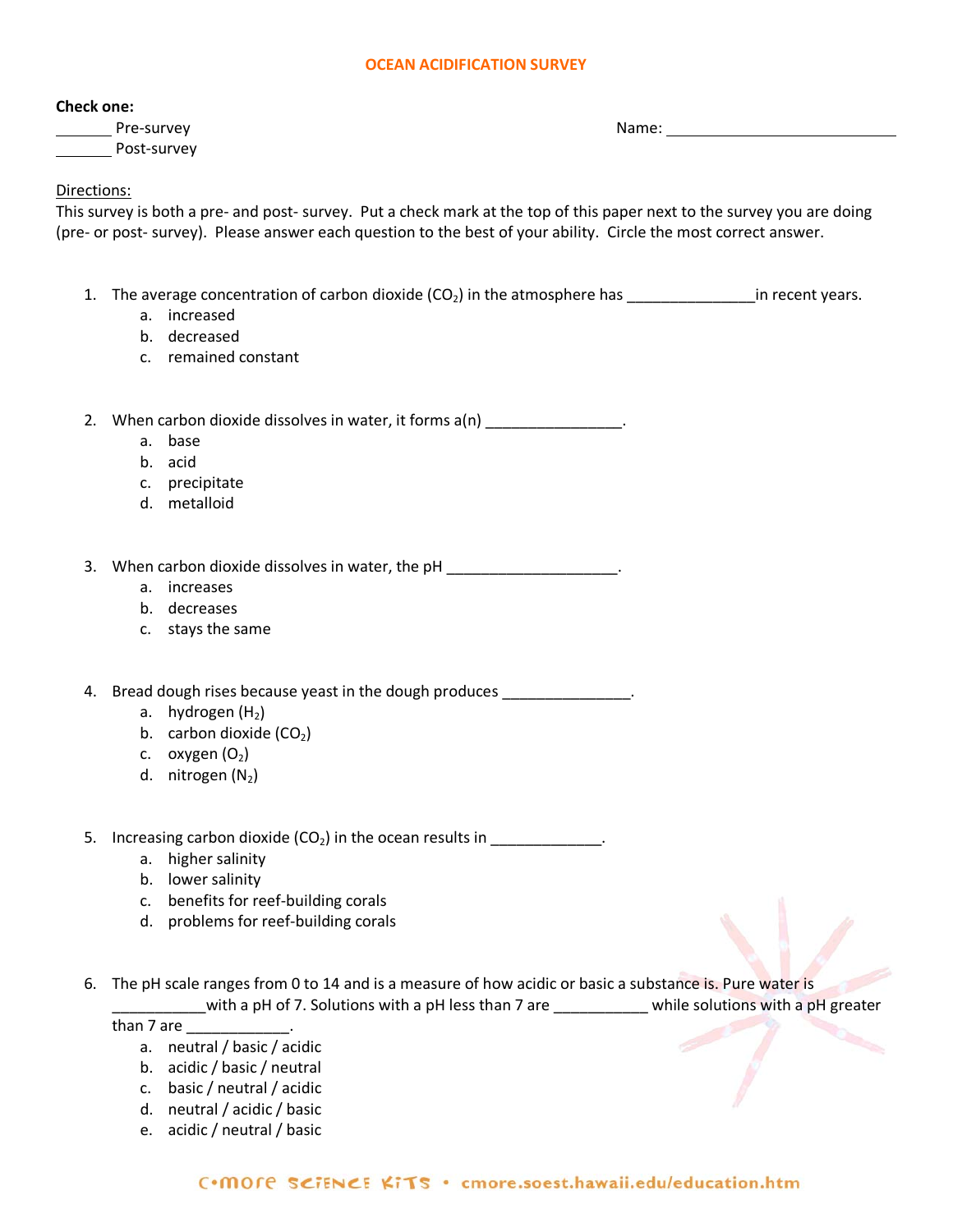# OCEAN ACIDIFICATION SURVEY

**Check one:**

_______ Pre-survey

_______ Post-survey

Name: ____________________________

Directions:

This survey is both a pre- and post- survey. Put a check mark at the top of this paper next to the survey you are doing (pre- or post- survey). Please answer each question to the best of your ability. Circle the most correct answer.

1. The average concentration of carbon dioxide ($CO_2$) in the atmosphere has _______________in recent years.
   a. increased
   b. decreased
   c. remained constant

2. When carbon dioxide dissolves in water, it forms a(n) ________________.
   a. base
   b. acid
   c. precipitate
   d. metalloid

3. When carbon dioxide dissolves in water, the pH ____________________.
   a. increases
   b. decreases
   c. stays the same

4. Bread dough rises because yeast in the dough produces _______________.
   a. hydrogen ($H_2$)
   b. carbon dioxide ($CO_2$)
   c. oxygen ($O_2$)
   d. nitrogen ($N_2$)

5. Increasing carbon dioxide ($CO_2$) in the ocean results in _____________.
   a. higher salinity
   b. lower salinity
   c. benefits for reef-building corals
   d. problems for reef-building corals

6. The pH scale ranges from 0 to 14 and is a measure of how acidic or basic a substance is. Pure water is ___________with a pH of 7. Solutions with a pH less than 7 are ___________ while solutions with a pH greater than 7 are ____________.
   a. neutral / basic / acidic
   b. acidic / basic / neutral
   c. basic / neutral / acidic
   d. neutral / acidic / basic
   e. acidic / neutral / basic

C•MORE SCIENCE KITS • cmore.soest.hawaii.edu/education.htm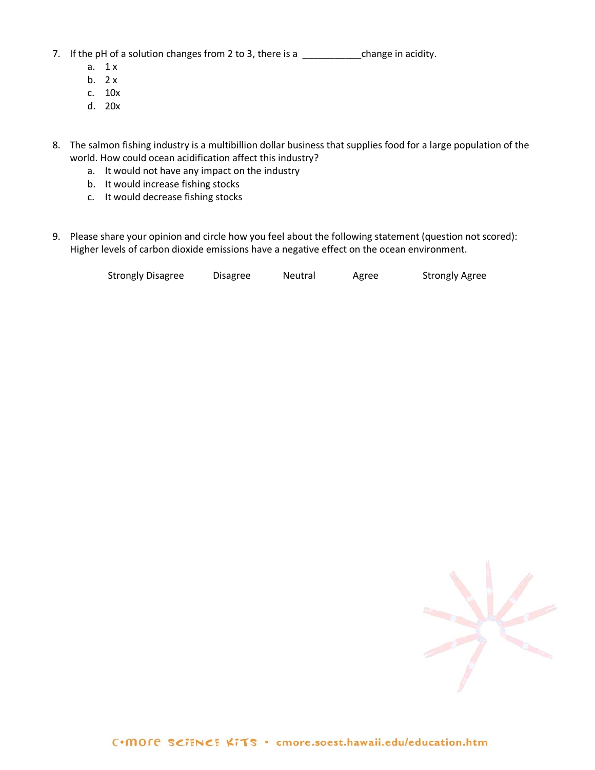7. If the pH of a solution changes from 2 to 3, there is a ___________change in acidity.
   a. 1 x
   b. 2 x
   c. 10x
   d. 20x

8. The salmon fishing industry is a multibillion dollar business that supplies food for a large population of the world. How could ocean acidification affect this industry?
   a. It would not have any impact on the industry
   b. It would increase fishing stocks
   c. It would decrease fishing stocks

9. Please share your opinion and circle how you feel about the following statement (question not scored): Higher levels of carbon dioxide emissions have a negative effect on the ocean environment.

   Strongly Disagree     Disagree     Neutral     Agree     Strongly Agree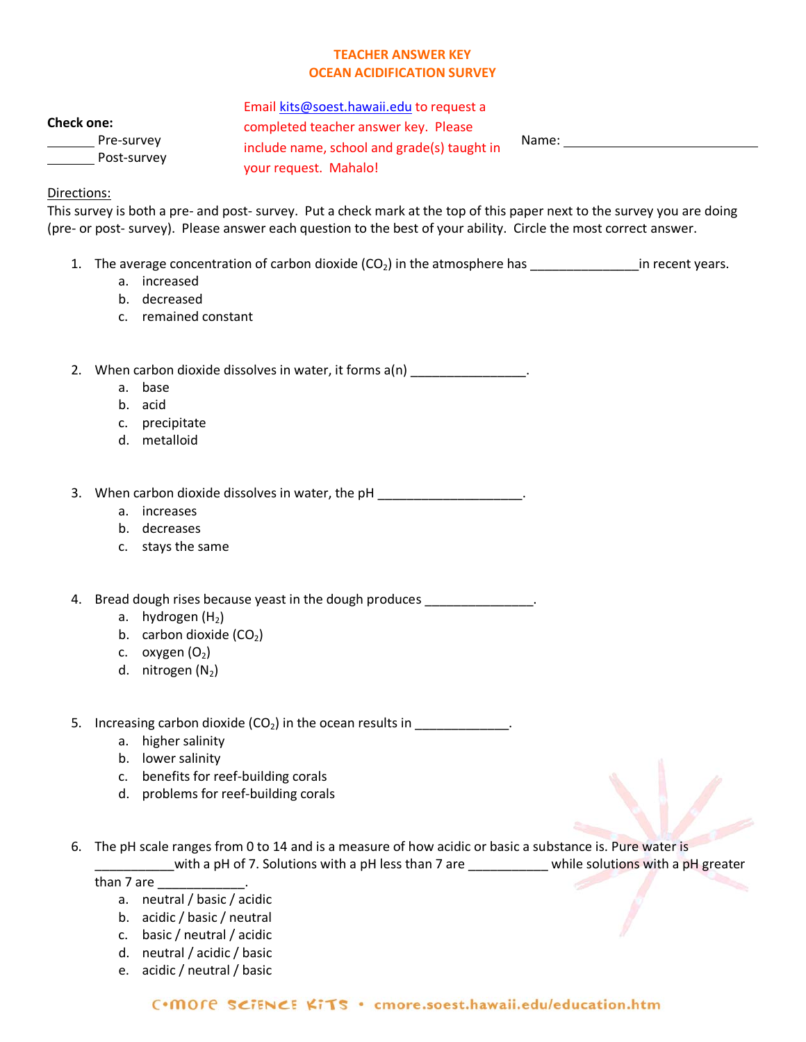# TEACHER ANSWER KEY
## OCEAN ACIDIFICATION SURVEY

**Check one:**
_______ Pre-survey
_______ Post-survey

Email kits@soest.hawaii.edu to request a completed teacher answer key. Please include name, school and grade(s) taught in your request. Mahalo!

Name: ___________________________

Directions:
This survey is both a pre- and post- survey. Put a check mark at the top of this paper next to the survey you are doing (pre- or post- survey). Please answer each question to the best of your ability. Circle the most correct answer.

1. The average concentration of carbon dioxide ($CO_2$) in the atmosphere has _______________in recent years.
   a. increased
   b. decreased
   c. remained constant

2. When carbon dioxide dissolves in water, it forms a(n) ________________.
   a. base
   b. acid
   c. precipitate
   d. metalloid

3. When carbon dioxide dissolves in water, the pH ____________________.
   a. increases
   b. decreases
   c. stays the same

4. Bread dough rises because yeast in the dough produces _______________.
   a. hydrogen ($H_2$)
   b. carbon dioxide ($CO_2$)
   c. oxygen ($O_2$)
   d. nitrogen ($N_2$)

5. Increasing carbon dioxide ($CO_2$) in the ocean results in _____________.
   a. higher salinity
   b. lower salinity
   c. benefits for reef-building corals
   d. problems for reef-building corals

6. The pH scale ranges from 0 to 14 and is a measure of how acidic or basic a substance is. Pure water is ___________with a pH of 7. Solutions with a pH less than 7 are ___________ while solutions with a pH greater than 7 are ____________.
   a. neutral / basic / acidic
   b. acidic / basic / neutral
   c. basic / neutral / acidic
   d. neutral / acidic / basic
   e. acidic / neutral / basic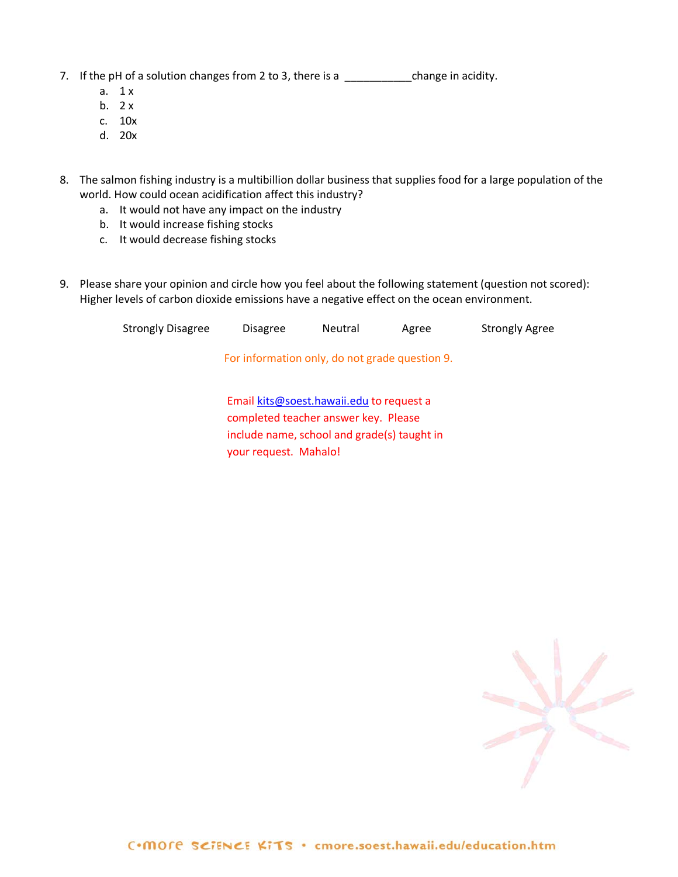7. If the pH of a solution changes from 2 to 3, there is a ___________change in acidity.
   a. 1 x
   b. 2 x
   c. 10x
   d. 20x

8. The salmon fishing industry is a multibillion dollar business that supplies food for a large population of the world. How could ocean acidification affect this industry?
   a. It would not have any impact on the industry
   b. It would increase fishing stocks
   c. It would decrease fishing stocks

9. Please share your opinion and circle how you feel about the following statement (question not scored): Higher levels of carbon dioxide emissions have a negative effect on the ocean environment.

   Strongly Disagree    Disagree    Neutral    Agree    Strongly Agree

For information only, do not grade question 9.

Email kits@soest.hawaii.edu to request a completed teacher answer key. Please include name, school and grade(s) taught in your request. Mahalo!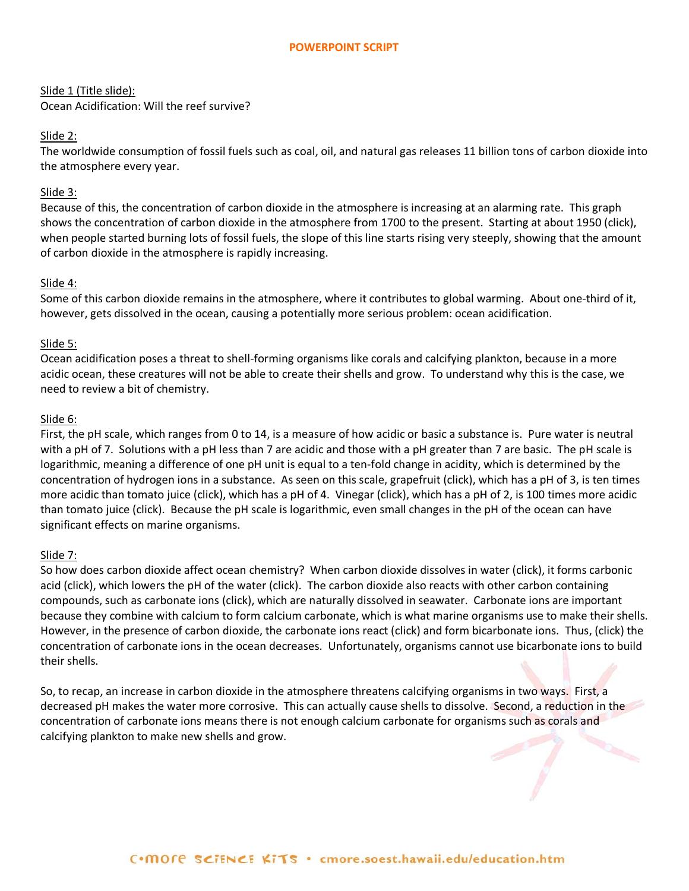# POWERPOINT SCRIPT

Slide 1 (Title slide):
Ocean Acidification: Will the reef survive?

Slide 2:
The worldwide consumption of fossil fuels such as coal, oil, and natural gas releases 11 billion tons of carbon dioxide into the atmosphere every year.

Slide 3:
Because of this, the concentration of carbon dioxide in the atmosphere is increasing at an alarming rate. This graph shows the concentration of carbon dioxide in the atmosphere from 1700 to the present. Starting at about 1950 (click), when people started burning lots of fossil fuels, the slope of this line starts rising very steeply, showing that the amount of carbon dioxide in the atmosphere is rapidly increasing.

Slide 4:
Some of this carbon dioxide remains in the atmosphere, where it contributes to global warming. About one-third of it, however, gets dissolved in the ocean, causing a potentially more serious problem: ocean acidification.

Slide 5:
Ocean acidification poses a threat to shell-forming organisms like corals and calcifying plankton, because in a more acidic ocean, these creatures will not be able to create their shells and grow. To understand why this is the case, we need to review a bit of chemistry.

Slide 6:
First, the pH scale, which ranges from 0 to 14, is a measure of how acidic or basic a substance is. Pure water is neutral with a pH of 7. Solutions with a pH less than 7 are acidic and those with a pH greater than 7 are basic. The pH scale is logarithmic, meaning a difference of one pH unit is equal to a ten-fold change in acidity, which is determined by the concentration of hydrogen ions in a substance. As seen on this scale, grapefruit (click), which has a pH of 3, is ten times more acidic than tomato juice (click), which has a pH of 4. Vinegar (click), which has a pH of 2, is 100 times more acidic than tomato juice (click). Because the pH scale is logarithmic, even small changes in the pH of the ocean can have significant effects on marine organisms.

Slide 7:
So how does carbon dioxide affect ocean chemistry? When carbon dioxide dissolves in water (click), it forms carbonic acid (click), which lowers the pH of the water (click). The carbon dioxide also reacts with other carbon containing compounds, such as carbonate ions (click), which are naturally dissolved in seawater. Carbonate ions are important because they combine with calcium to form calcium carbonate, which is what marine organisms use to make their shells. However, in the presence of carbon dioxide, the carbonate ions react (click) and form bicarbonate ions. Thus, (click) the concentration of carbonate ions in the ocean decreases. Unfortunately, organisms cannot use bicarbonate ions to build their shells.

So, to recap, an increase in carbon dioxide in the atmosphere threatens calcifying organisms in two ways. First, a decreased pH makes the water more corrosive. This can actually cause shells to dissolve. Second, a reduction in the concentration of carbonate ions means there is not enough calcium carbonate for organisms such as corals and calcifying plankton to make new shells and grow.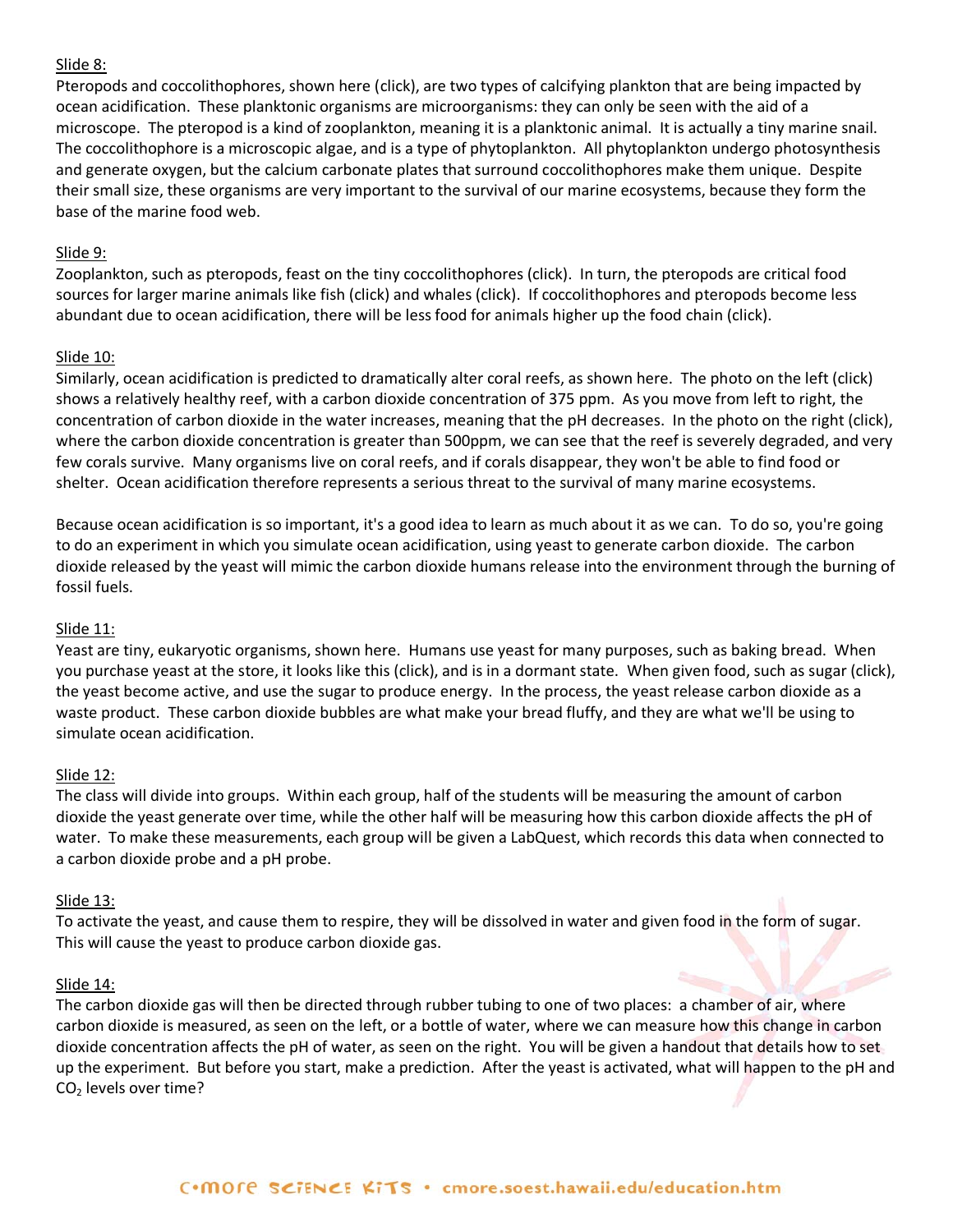Slide 8:

Pteropods and coccolithophores, shown here (click), are two types of calcifying plankton that are being impacted by ocean acidification. These planktonic organisms are microorganisms: they can only be seen with the aid of a microscope. The pteropod is a kind of zooplankton, meaning it is a planktonic animal. It is actually a tiny marine snail. The coccolithophore is a microscopic algae, and is a type of phytoplankton. All phytoplankton undergo photosynthesis and generate oxygen, but the calcium carbonate plates that surround coccolithophores make them unique. Despite their small size, these organisms are very important to the survival of our marine ecosystems, because they form the base of the marine food web.

Slide 9:

Zooplankton, such as pteropods, feast on the tiny coccolithophores (click). In turn, the pteropods are critical food sources for larger marine animals like fish (click) and whales (click). If coccolithophores and pteropods become less abundant due to ocean acidification, there will be less food for animals higher up the food chain (click).

Slide 10:

Similarly, ocean acidification is predicted to dramatically alter coral reefs, as shown here. The photo on the left (click) shows a relatively healthy reef, with a carbon dioxide concentration of 375 ppm. As you move from left to right, the concentration of carbon dioxide in the water increases, meaning that the pH decreases. In the photo on the right (click), where the carbon dioxide concentration is greater than 500ppm, we can see that the reef is severely degraded, and very few corals survive. Many organisms live on coral reefs, and if corals disappear, they won't be able to find food or shelter. Ocean acidification therefore represents a serious threat to the survival of many marine ecosystems.

Because ocean acidification is so important, it's a good idea to learn as much about it as we can. To do so, you're going to do an experiment in which you simulate ocean acidification, using yeast to generate carbon dioxide. The carbon dioxide released by the yeast will mimic the carbon dioxide humans release into the environment through the burning of fossil fuels.

Slide 11:

Yeast are tiny, eukaryotic organisms, shown here. Humans use yeast for many purposes, such as baking bread. When you purchase yeast at the store, it looks like this (click), and is in a dormant state. When given food, such as sugar (click), the yeast become active, and use the sugar to produce energy. In the process, the yeast release carbon dioxide as a waste product. These carbon dioxide bubbles are what make your bread fluffy, and they are what we'll be using to simulate ocean acidification.

Slide 12:

The class will divide into groups. Within each group, half of the students will be measuring the amount of carbon dioxide the yeast generate over time, while the other half will be measuring how this carbon dioxide affects the pH of water. To make these measurements, each group will be given a LabQuest, which records this data when connected to a carbon dioxide probe and a pH probe.

Slide 13:

To activate the yeast, and cause them to respire, they will be dissolved in water and given food in the form of sugar. This will cause the yeast to produce carbon dioxide gas.

Slide 14:

The carbon dioxide gas will then be directed through rubber tubing to one of two places: a chamber of air, where carbon dioxide is measured, as seen on the left, or a bottle of water, where we can measure how this change in carbon dioxide concentration affects the pH of water, as seen on the right. You will be given a handout that details how to set up the experiment. But before you start, make a prediction. After the yeast is activated, what will happen to the pH and $CO_2$ levels over time?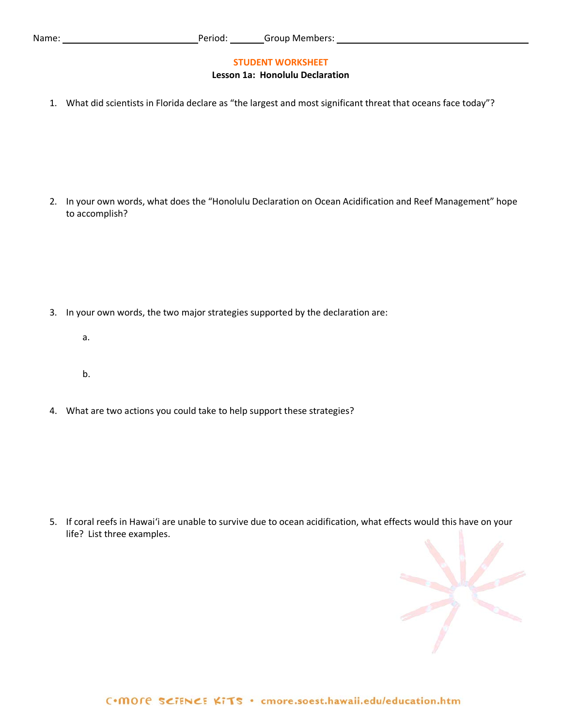Name: ____________________________ Period: _______ Group Members: ________________________________________

**STUDENT WORKSHEET**

**Lesson 1a: Honolulu Declaration**

1. What did scientists in Florida declare as "the largest and most significant threat that oceans face today"?

2. In your own words, what does the "Honolulu Declaration on Ocean Acidification and Reef Management" hope to accomplish?

3. In your own words, the two major strategies supported by the declaration are:

   a.

   b.

4. What are two actions you could take to help support these strategies?

5. If coral reefs in Hawaiʻi are unable to survive due to ocean acidification, what effects would this have on your life? List three examples.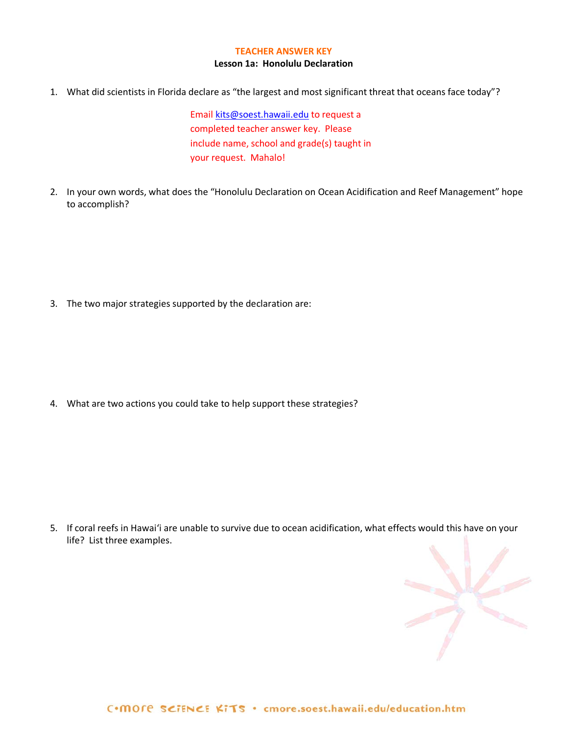**TEACHER ANSWER KEY**

**Lesson 1a: Honolulu Declaration**

1. What did scientists in Florida declare as "the largest and most significant threat that oceans face today"?

   Email kits@soest.hawaii.edu to request a completed teacher answer key. Please include name, school and grade(s) taught in your request. Mahalo!

2. In your own words, what does the "Honolulu Declaration on Ocean Acidification and Reef Management" hope to accomplish?

3. The two major strategies supported by the declaration are:

4. What are two actions you could take to help support these strategies?

5. If coral reefs in Hawaiʻi are unable to survive due to ocean acidification, what effects would this have on your life? List three examples.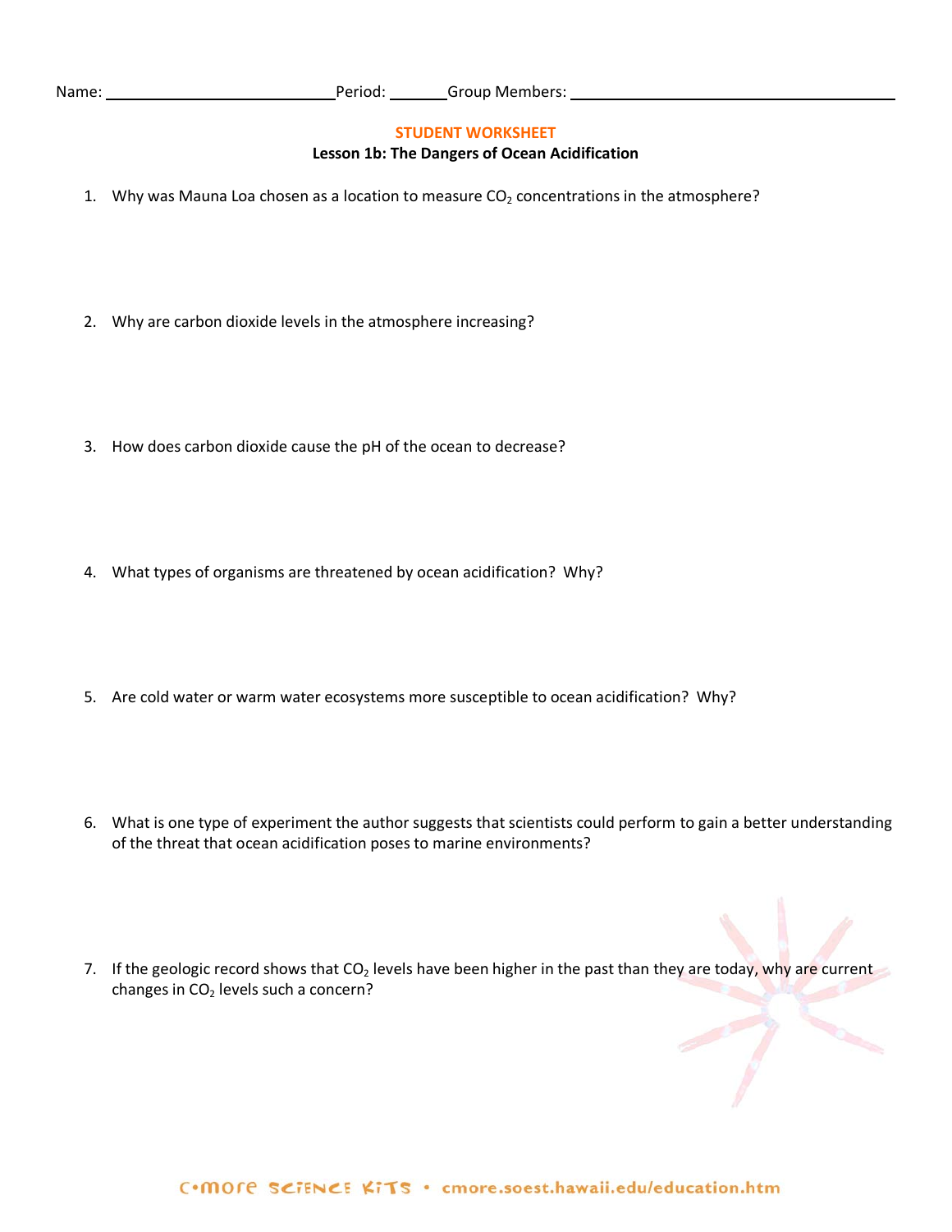Name: ____________________________ Period: _______ Group Members: ________________________________________

**STUDENT WORKSHEET**

**Lesson 1b: The Dangers of Ocean Acidification**

1. Why was Mauna Loa chosen as a location to measure $CO_2$ concentrations in the atmosphere?

2. Why are carbon dioxide levels in the atmosphere increasing?

3. How does carbon dioxide cause the pH of the ocean to decrease?

4. What types of organisms are threatened by ocean acidification? Why?

5. Are cold water or warm water ecosystems more susceptible to ocean acidification? Why?

6. What is one type of experiment the author suggests that scientists could perform to gain a better understanding of the threat that ocean acidification poses to marine environments?

7. If the geologic record shows that $CO_2$ levels have been higher in the past than they are today, why are current changes in $CO_2$ levels such a concern?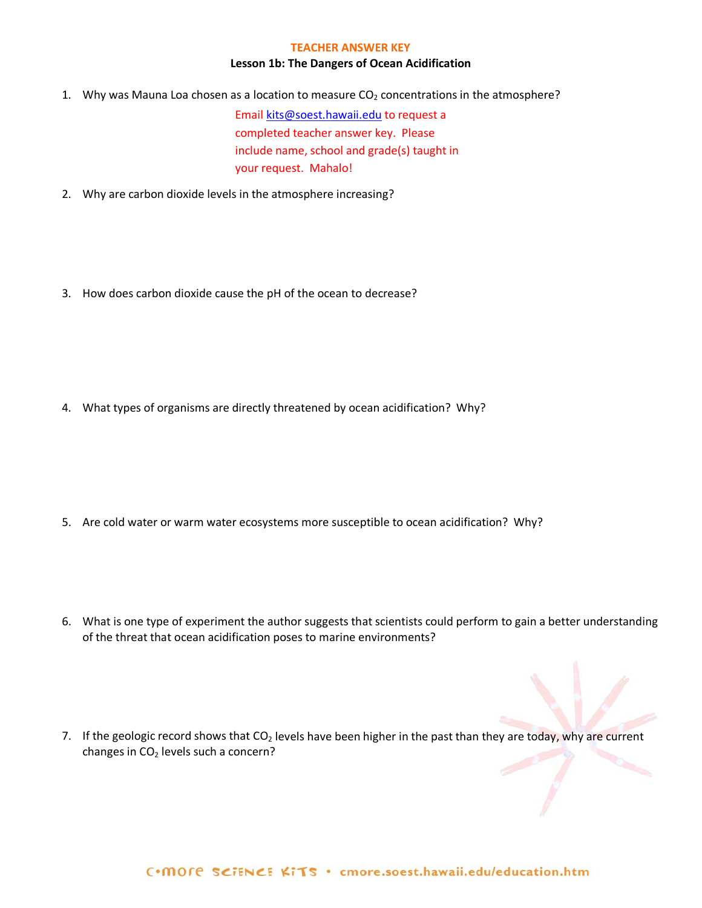**TEACHER ANSWER KEY**

**Lesson 1b: The Dangers of Ocean Acidification**

1. Why was Mauna Loa chosen as a location to measure $CO_2$ concentrations in the atmosphere?

   Email kits@soest.hawaii.edu to request a completed teacher answer key. Please include name, school and grade(s) taught in your request. Mahalo!

2. Why are carbon dioxide levels in the atmosphere increasing?

3. How does carbon dioxide cause the pH of the ocean to decrease?

4. What types of organisms are directly threatened by ocean acidification? Why?

5. Are cold water or warm water ecosystems more susceptible to ocean acidification? Why?

6. What is one type of experiment the author suggests that scientists could perform to gain a better understanding of the threat that ocean acidification poses to marine environments?

7. If the geologic record shows that $CO_2$ levels have been higher in the past than they are today, why are current changes in $CO_2$ levels such a concern?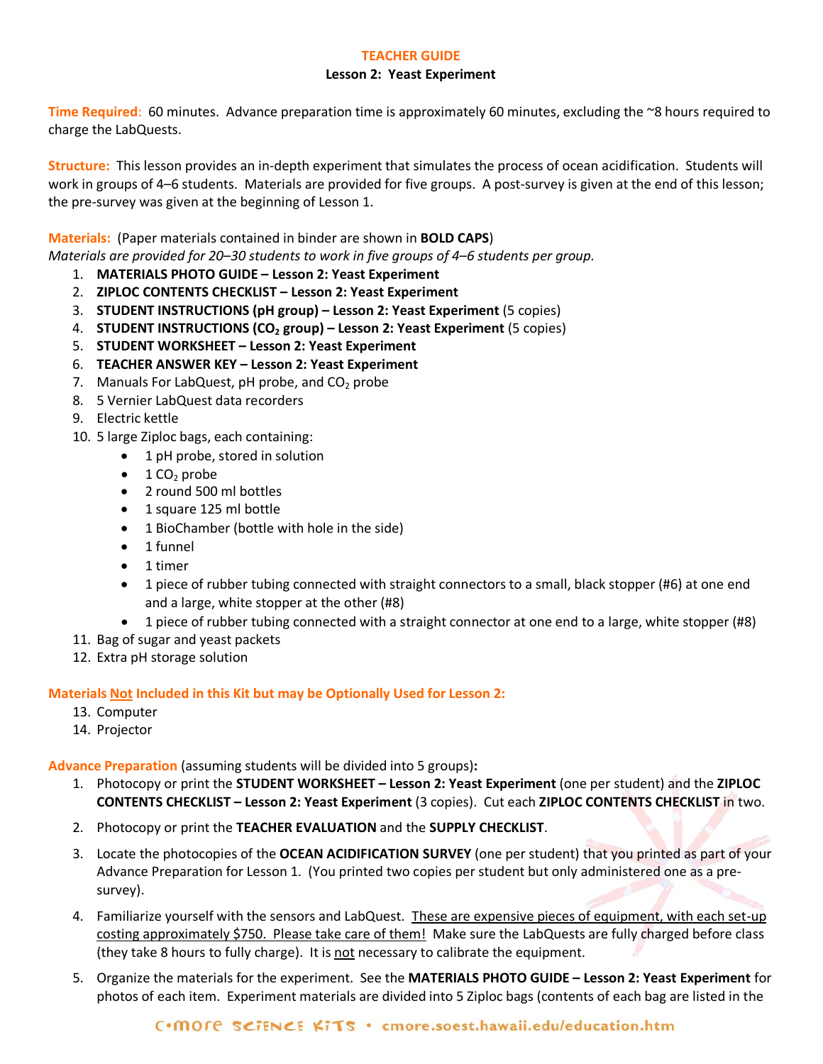# TEACHER GUIDE

## Lesson 2: Yeast Experiment

**Time Required**: 60 minutes. Advance preparation time is approximately 60 minutes, excluding the ~8 hours required to charge the LabQuests.

**Structure:** This lesson provides an in-depth experiment that simulates the process of ocean acidification. Students will work in groups of 4–6 students. Materials are provided for five groups. A post-survey is given at the end of this lesson; the pre-survey was given at the beginning of Lesson 1.

**Materials:** (Paper materials contained in binder are shown in **BOLD CAPS**)

*Materials are provided for 20–30 students to work in five groups of 4–6 students per group.*

1. **MATERIALS PHOTO GUIDE – Lesson 2: Yeast Experiment**
2. **ZIPLOC CONTENTS CHECKLIST – Lesson 2: Yeast Experiment**
3. **STUDENT INSTRUCTIONS (pH group) – Lesson 2: Yeast Experiment** (5 copies)
4. **STUDENT INSTRUCTIONS ($CO_2$ group) – Lesson 2: Yeast Experiment** (5 copies)
5. **STUDENT WORKSHEET – Lesson 2: Yeast Experiment**
6. **TEACHER ANSWER KEY – Lesson 2: Yeast Experiment**
7. Manuals For LabQuest, pH probe, and $CO_2$ probe
8. 5 Vernier LabQuest data recorders
9. Electric kettle
10. 5 large Ziploc bags, each containing:
    - 1 pH probe, stored in solution
    - 1 $CO_2$ probe
    - 2 round 500 ml bottles
    - 1 square 125 ml bottle
    - 1 BioChamber (bottle with hole in the side)
    - 1 funnel
    - 1 timer
    - 1 piece of rubber tubing connected with straight connectors to a small, black stopper (#6) at one end and a large, white stopper at the other (#8)
    - 1 piece of rubber tubing connected with a straight connector at one end to a large, white stopper (#8)
11. Bag of sugar and yeast packets
12. Extra pH storage solution

**Materials Not Included in this Kit but may be Optionally Used for Lesson 2:**

13. Computer
14. Projector

**Advance Preparation** (assuming students will be divided into 5 groups)**:**

1. Photocopy or print the **STUDENT WORKSHEET – Lesson 2: Yeast Experiment** (one per student) and the **ZIPLOC CONTENTS CHECKLIST – Lesson 2: Yeast Experiment** (3 copies). Cut each **ZIPLOC CONTENTS CHECKLIST** in two.
2. Photocopy or print the **TEACHER EVALUATION** and the **SUPPLY CHECKLIST**.
3. Locate the photocopies of the **OCEAN ACIDIFICATION SURVEY** (one per student) that you printed as part of your Advance Preparation for Lesson 1. (You printed two copies per student but only administered one as a pre-survey).
4. Familiarize yourself with the sensors and LabQuest. These are expensive pieces of equipment, with each set-up costing approximately $750. Please take care of them! Make sure the LabQuests are fully charged before class (they take 8 hours to fully charge). It is not necessary to calibrate the equipment.
5. Organize the materials for the experiment. See the **MATERIALS PHOTO GUIDE – Lesson 2: Yeast Experiment** for photos of each item. Experiment materials are divided into 5 Ziploc bags (contents of each bag are listed in the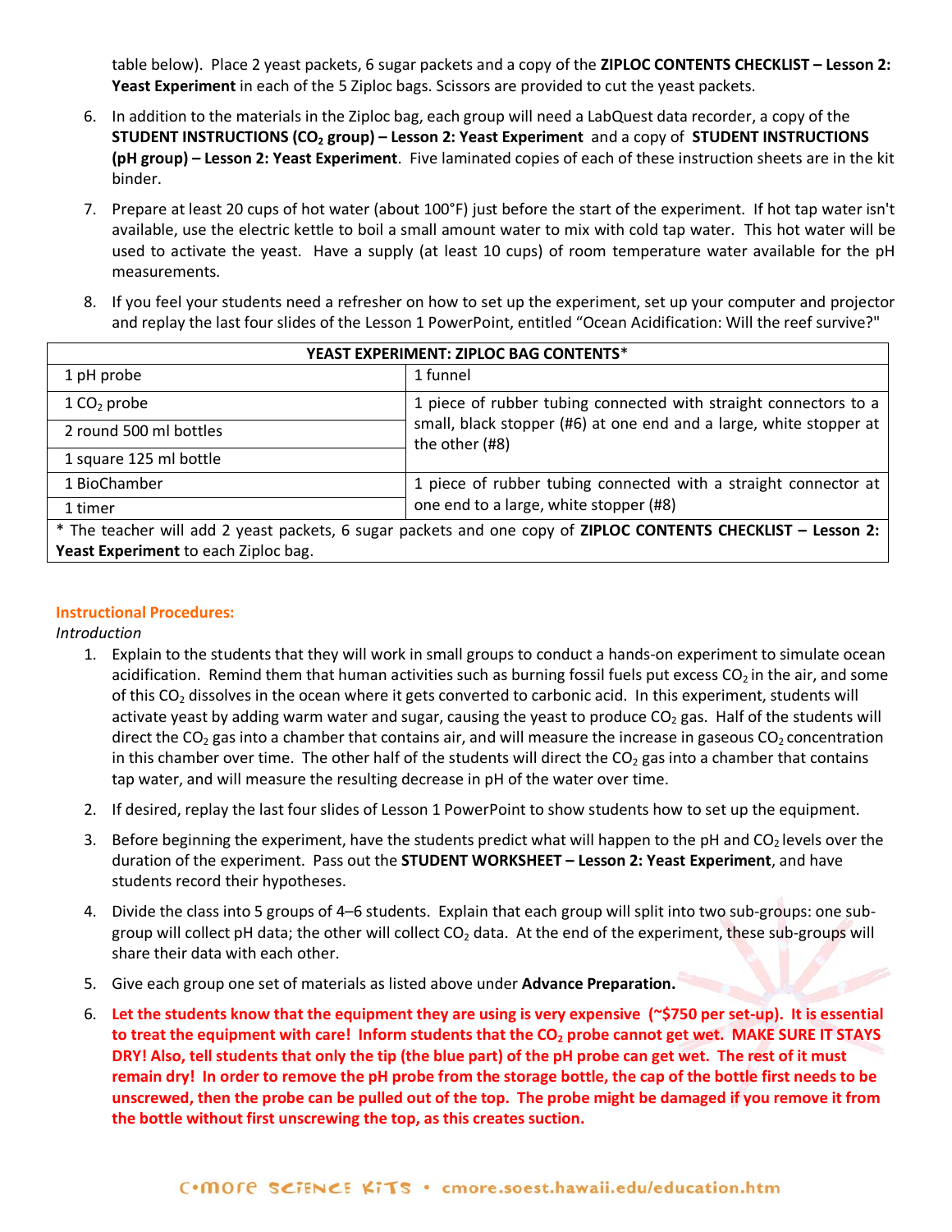table below). Place 2 yeast packets, 6 sugar packets and a copy of the **ZIPLOC CONTENTS CHECKLIST – Lesson 2: Yeast Experiment** in each of the 5 Ziploc bags. Scissors are provided to cut the yeast packets.

6. In addition to the materials in the Ziploc bag, each group will need a LabQuest data recorder, a copy of the **STUDENT INSTRUCTIONS ($CO_2$ group) – Lesson 2: Yeast Experiment** and a copy of **STUDENT INSTRUCTIONS (pH group) – Lesson 2: Yeast Experiment**. Five laminated copies of each of these instruction sheets are in the kit binder.

7. Prepare at least 20 cups of hot water (about 100°F) just before the start of the experiment. If hot tap water isn't available, use the electric kettle to boil a small amount water to mix with cold tap water. This hot water will be used to activate the yeast. Have a supply (at least 10 cups) of room temperature water available for the pH measurements.

8. If you feel your students need a refresher on how to set up the experiment, set up your computer and projector and replay the last four slides of the Lesson 1 PowerPoint, entitled "Ocean Acidification: Will the reef survive?"

| YEAST EXPERIMENT: ZIPLOC BAG CONTENTS* | |
|---|---|
| 1 pH probe | 1 funnel |
| 1 $CO_2$ probe | 1 piece of rubber tubing connected with straight connectors to a small, black stopper (#6) at one end and a large, white stopper at the other (#8) |
| 2 round 500 ml bottles | |
| 1 square 125 ml bottle | |
| 1 BioChamber | 1 piece of rubber tubing connected with a straight connector at one end to a large, white stopper (#8) |
| 1 timer | |
| * The teacher will add 2 yeast packets, 6 sugar packets and one copy of **ZIPLOC CONTENTS CHECKLIST – Lesson 2: Yeast Experiment** to each Ziploc bag. | |

**Instructional Procedures:**

*Introduction*

1. Explain to the students that they will work in small groups to conduct a hands-on experiment to simulate ocean acidification. Remind them that human activities such as burning fossil fuels put excess $CO_2$ in the air, and some of this $CO_2$ dissolves in the ocean where it gets converted to carbonic acid. In this experiment, students will activate yeast by adding warm water and sugar, causing the yeast to produce $CO_2$ gas. Half of the students will direct the $CO_2$ gas into a chamber that contains air, and will measure the increase in gaseous $CO_2$ concentration in this chamber over time. The other half of the students will direct the $CO_2$ gas into a chamber that contains tap water, and will measure the resulting decrease in pH of the water over time.

2. If desired, replay the last four slides of Lesson 1 PowerPoint to show students how to set up the equipment.

3. Before beginning the experiment, have the students predict what will happen to the pH and $CO_2$ levels over the duration of the experiment. Pass out the **STUDENT WORKSHEET – Lesson 2: Yeast Experiment**, and have students record their hypotheses.

4. Divide the class into 5 groups of 4–6 students. Explain that each group will split into two sub-groups: one sub-group will collect pH data; the other will collect $CO_2$ data. At the end of the experiment, these sub-groups will share their data with each other.

5. Give each group one set of materials as listed above under **Advance Preparation.**

6. **Let the students know that the equipment they are using is very expensive (~$750 per set-up). It is essential to treat the equipment with care! Inform students that the $CO_2$ probe cannot get wet. MAKE SURE IT STAYS DRY! Also, tell students that only the tip (the blue part) of the pH probe can get wet. The rest of it must remain dry! In order to remove the pH probe from the storage bottle, the cap of the bottle first needs to be unscrewed, then the probe can be pulled out of the top. The probe might be damaged if you remove it from the bottle without first unscrewing the top, as this creates suction.**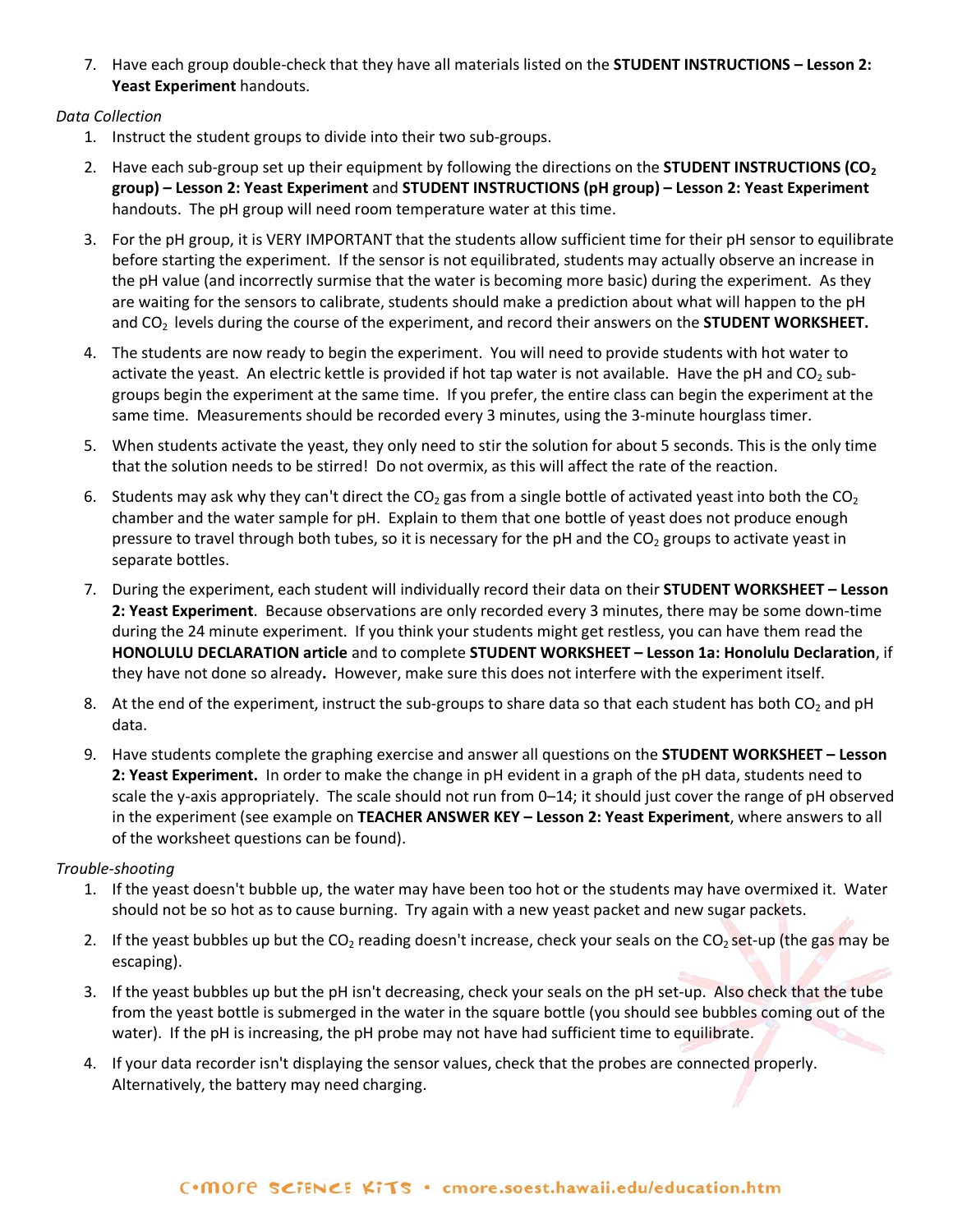7. Have each group double-check that they have all materials listed on the **STUDENT INSTRUCTIONS – Lesson 2: Yeast Experiment** handouts.

*Data Collection*

1. Instruct the student groups to divide into their two sub-groups.
2. Have each sub-group set up their equipment by following the directions on the **STUDENT INSTRUCTIONS ($CO_2$ group) – Lesson 2: Yeast Experiment** and **STUDENT INSTRUCTIONS (pH group) – Lesson 2: Yeast Experiment** handouts. The pH group will need room temperature water at this time.
3. For the pH group, it is VERY IMPORTANT that the students allow sufficient time for their pH sensor to equilibrate before starting the experiment. If the sensor is not equilibrated, students may actually observe an increase in the pH value (and incorrectly surmise that the water is becoming more basic) during the experiment. As they are waiting for the sensors to calibrate, students should make a prediction about what will happen to the pH and $CO_2$ levels during the course of the experiment, and record their answers on the **STUDENT WORKSHEET.**
4. The students are now ready to begin the experiment. You will need to provide students with hot water to activate the yeast. An electric kettle is provided if hot tap water is not available. Have the pH and $CO_2$ sub-groups begin the experiment at the same time. If you prefer, the entire class can begin the experiment at the same time. Measurements should be recorded every 3 minutes, using the 3-minute hourglass timer.
5. When students activate the yeast, they only need to stir the solution for about 5 seconds. This is the only time that the solution needs to be stirred! Do not overmix, as this will affect the rate of the reaction.
6. Students may ask why they can't direct the $CO_2$ gas from a single bottle of activated yeast into both the $CO_2$ chamber and the water sample for pH. Explain to them that one bottle of yeast does not produce enough pressure to travel through both tubes, so it is necessary for the pH and the $CO_2$ groups to activate yeast in separate bottles.
7. During the experiment, each student will individually record their data on their **STUDENT WORKSHEET – Lesson 2: Yeast Experiment**. Because observations are only recorded every 3 minutes, there may be some down-time during the 24 minute experiment. If you think your students might get restless, you can have them read the **HONOLULU DECLARATION article** and to complete **STUDENT WORKSHEET – Lesson 1a: Honolulu Declaration**, if they have not done so already**.** However, make sure this does not interfere with the experiment itself.
8. At the end of the experiment, instruct the sub-groups to share data so that each student has both $CO_2$ and pH data.
9. Have students complete the graphing exercise and answer all questions on the **STUDENT WORKSHEET – Lesson 2: Yeast Experiment.** In order to make the change in pH evident in a graph of the pH data, students need to scale the y-axis appropriately. The scale should not run from 0–14; it should just cover the range of pH observed in the experiment (see example on **TEACHER ANSWER KEY – Lesson 2: Yeast Experiment**, where answers to all of the worksheet questions can be found).

*Trouble-shooting*

1. If the yeast doesn't bubble up, the water may have been too hot or the students may have overmixed it. Water should not be so hot as to cause burning. Try again with a new yeast packet and new sugar packets.
2. If the yeast bubbles up but the $CO_2$ reading doesn't increase, check your seals on the $CO_2$ set-up (the gas may be escaping).
3. If the yeast bubbles up but the pH isn't decreasing, check your seals on the pH set-up. Also check that the tube from the yeast bottle is submerged in the water in the square bottle (you should see bubbles coming out of the water). If the pH is increasing, the pH probe may not have had sufficient time to equilibrate.
4. If your data recorder isn't displaying the sensor values, check that the probes are connected properly. Alternatively, the battery may need charging.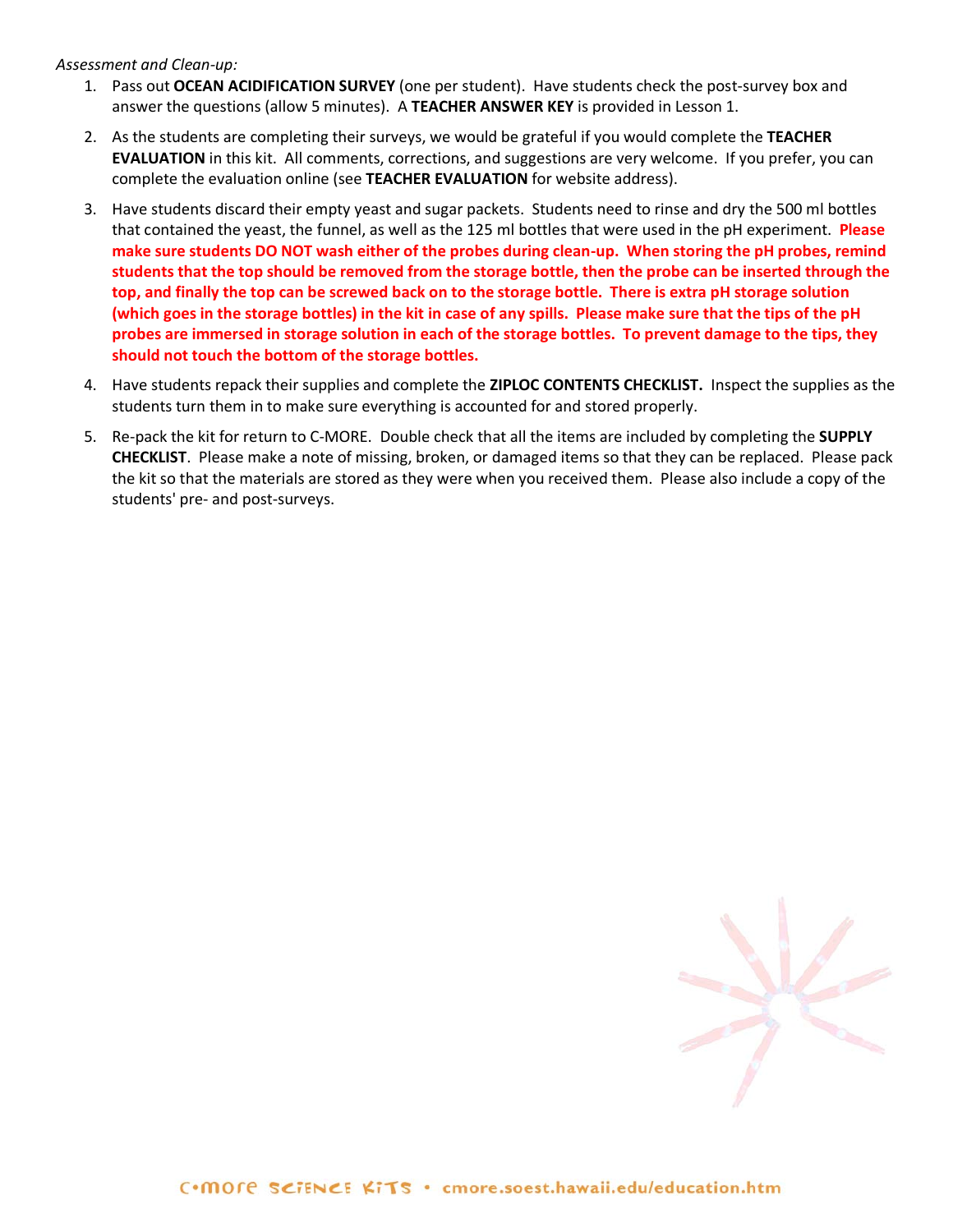*Assessment and Clean-up:*

1. Pass out **OCEAN ACIDIFICATION SURVEY** (one per student). Have students check the post-survey box and answer the questions (allow 5 minutes). A **TEACHER ANSWER KEY** is provided in Lesson 1.
2. As the students are completing their surveys, we would be grateful if you would complete the **TEACHER EVALUATION** in this kit. All comments, corrections, and suggestions are very welcome. If you prefer, you can complete the evaluation online (see **TEACHER EVALUATION** for website address).
3. Have students discard their empty yeast and sugar packets. Students need to rinse and dry the 500 ml bottles that contained the yeast, the funnel, as well as the 125 ml bottles that were used in the pH experiment. **Please make sure students DO NOT wash either of the probes during clean-up. When storing the pH probes, remind students that the top should be removed from the storage bottle, then the probe can be inserted through the top, and finally the top can be screwed back on to the storage bottle. There is extra pH storage solution (which goes in the storage bottles) in the kit in case of any spills. Please make sure that the tips of the pH probes are immersed in storage solution in each of the storage bottles. To prevent damage to the tips, they should not touch the bottom of the storage bottles.**
4. Have students repack their supplies and complete the **ZIPLOC CONTENTS CHECKLIST.** Inspect the supplies as the students turn them in to make sure everything is accounted for and stored properly.
5. Re-pack the kit for return to C-MORE. Double check that all the items are included by completing the **SUPPLY CHECKLIST**. Please make a note of missing, broken, or damaged items so that they can be replaced. Please pack the kit so that the materials are stored as they were when you received them. Please also include a copy of the students' pre- and post-surveys.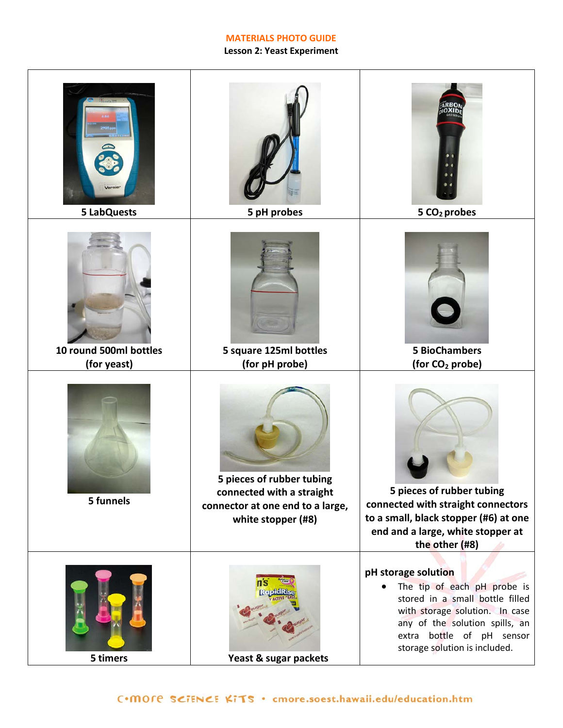## MATERIALS PHOTO GUIDE

### Lesson 2: Yeast Experiment

| | | |
|---|---|---|
| 5 LabQuests | 5 pH probes | 5 $CO_2$ probes |
| 10 round 500ml bottles (for yeast) | 5 square 125ml bottles (for pH probe) | 5 BioChambers (for $CO_2$ probe) |
| 5 funnels | 5 pieces of rubber tubing connected with a straight connector at one end to a large, white stopper (#8) | 5 pieces of rubber tubing connected with straight connectors to a small, black stopper (#6) at one end and a large, white stopper at the other (#8) |
| 5 timers | Yeast & sugar packets | **pH storage solution**<br>• The tip of each pH probe is stored in a small bottle filled with storage solution. In case any of the solution spills, an extra bottle of pH sensor storage solution is included. |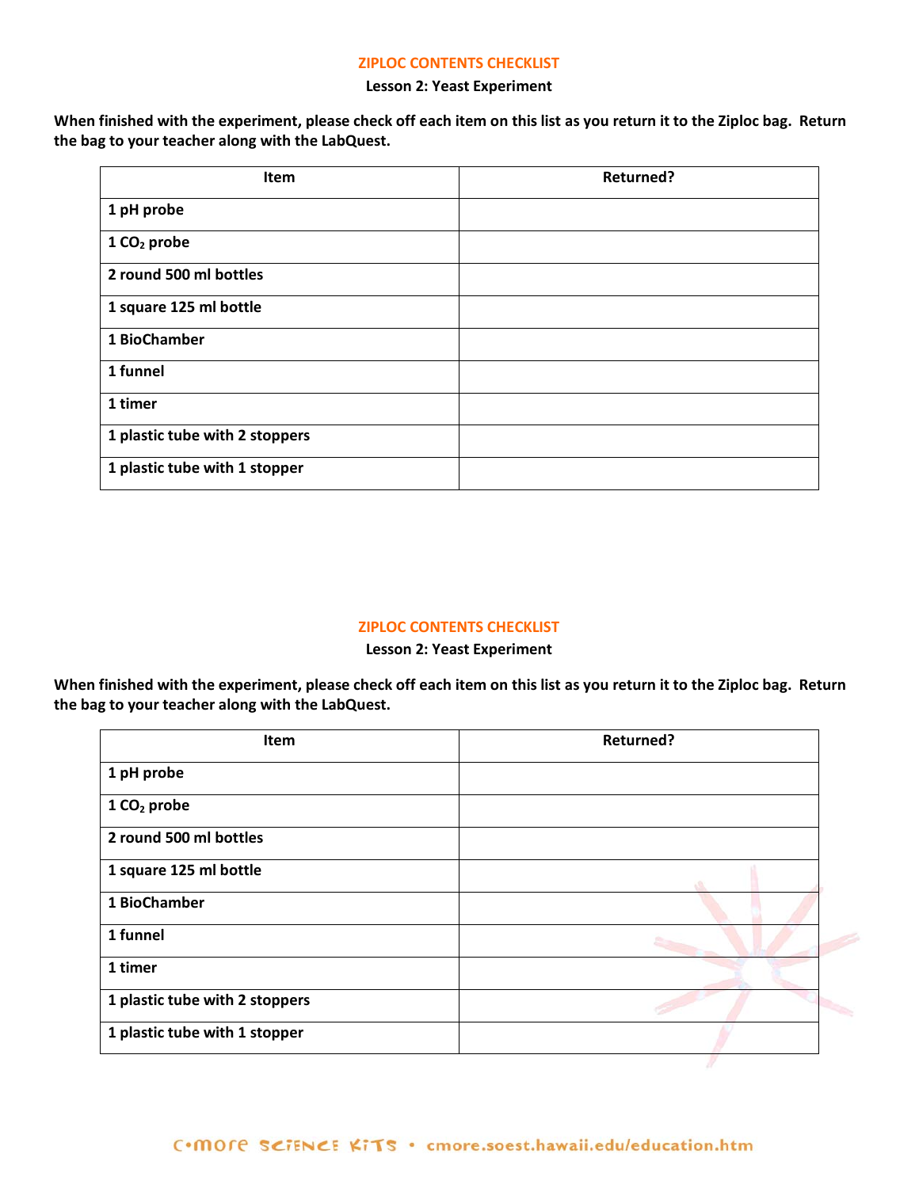## ZIPLOC CONTENTS CHECKLIST

**Lesson 2: Yeast Experiment**

**When finished with the experiment, please check off each item on this list as you return it to the Ziploc bag. Return the bag to your teacher along with the LabQuest.**

| Item | Returned? |
|---|---|
| **1 pH probe** | |
| **1 $CO_2$ probe** | |
| **2 round 500 ml bottles** | |
| **1 square 125 ml bottle** | |
| **1 BioChamber** | |
| **1 funnel** | |
| **1 timer** | |
| **1 plastic tube with 2 stoppers** | |
| **1 plastic tube with 1 stopper** | |

## ZIPLOC CONTENTS CHECKLIST

**Lesson 2: Yeast Experiment**

**When finished with the experiment, please check off each item on this list as you return it to the Ziploc bag. Return the bag to your teacher along with the LabQuest.**

| Item | Returned? |
|---|---|
| **1 pH probe** | |
| **1 $CO_2$ probe** | |
| **2 round 500 ml bottles** | |
| **1 square 125 ml bottle** | |
| **1 BioChamber** | |
| **1 funnel** | |
| **1 timer** | |
| **1 plastic tube with 2 stoppers** | |
| **1 plastic tube with 1 stopper** | |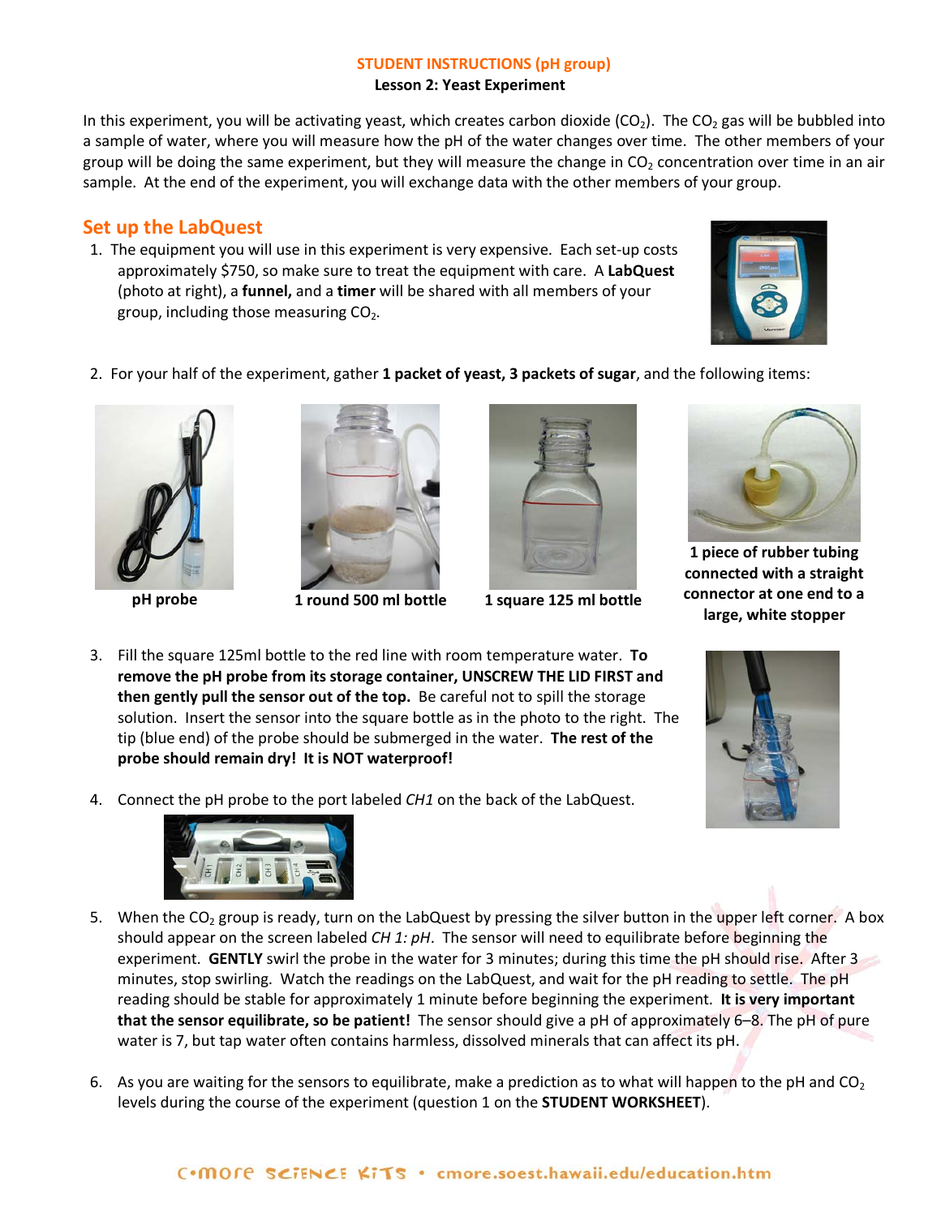STUDENT INSTRUCTIONS (pH group)

**Lesson 2: Yeast Experiment**

In this experiment, you will be activating yeast, which creates carbon dioxide ($CO_2$). The $CO_2$ gas will be bubbled into a sample of water, where you will measure how the pH of the water changes over time. The other members of your group will be doing the same experiment, but they will measure the change in $CO_2$ concentration over time in an air sample. At the end of the experiment, you will exchange data with the other members of your group.

## Set up the LabQuest

1. The equipment you will use in this experiment is very expensive. Each set-up costs approximately $750, so make sure to treat the equipment with care. A **LabQuest** (photo at right), a **funnel,** and a **timer** will be shared with all members of your group, including those measuring $CO_2$.

2. For your half of the experiment, gather **1 packet of yeast, 3 packets of sugar**, and the following items:

**pH probe**

**1 round 500 ml bottle**

**1 square 125 ml bottle**

**1 piece of rubber tubing connected with a straight connector at one end to a large, white stopper**

3. Fill the square 125ml bottle to the red line with room temperature water. **To remove the pH probe from its storage container, UNSCREW THE LID FIRST and then gently pull the sensor out of the top.** Be careful not to spill the storage solution. Insert the sensor into the square bottle as in the photo to the right. The tip (blue end) of the probe should be submerged in the water. **The rest of the probe should remain dry! It is NOT waterproof!**

4. Connect the pH probe to the port labeled *CH1* on the back of the LabQuest.

5. When the $CO_2$ group is ready, turn on the LabQuest by pressing the silver button in the upper left corner. A box should appear on the screen labeled *CH 1: pH*. The sensor will need to equilibrate before beginning the experiment. **GENTLY** swirl the probe in the water for 3 minutes; during this time the pH should rise. After 3 minutes, stop swirling. Watch the readings on the LabQuest, and wait for the pH reading to settle. The pH reading should be stable for approximately 1 minute before beginning the experiment. **It is very important that the sensor equilibrate, so be patient!** The sensor should give a pH of approximately 6–8. The pH of pure water is 7, but tap water often contains harmless, dissolved minerals that can affect its pH.

6. As you are waiting for the sensors to equilibrate, make a prediction as to what will happen to the pH and $CO_2$ levels during the course of the experiment (question 1 on the **STUDENT WORKSHEET**).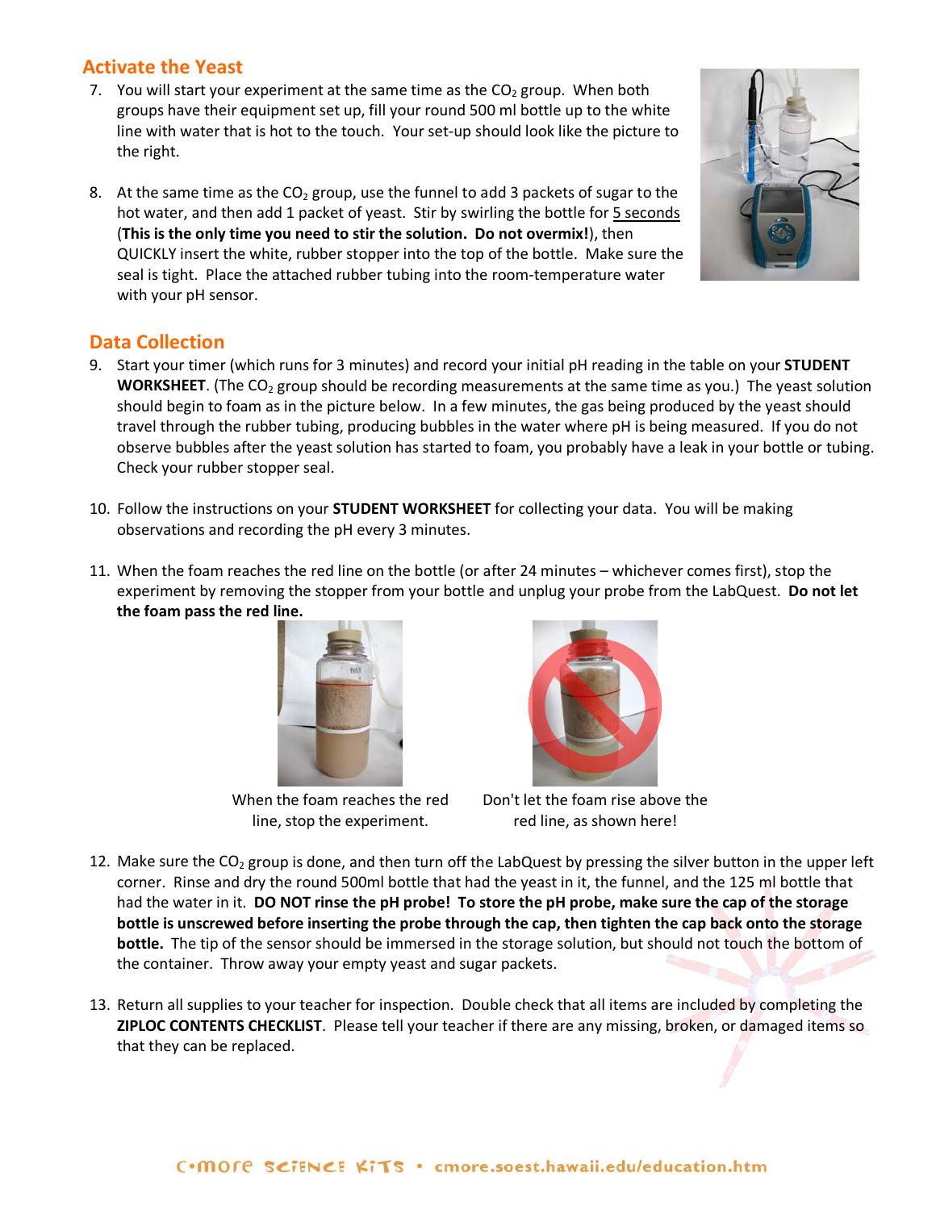## Activate the Yeast

7. You will start your experiment at the same time as the $CO_2$ group. When both groups have their equipment set up, fill your round 500 ml bottle up to the white line with water that is hot to the touch. Your set-up should look like the picture to the right.

8. At the same time as the $CO_2$ group, use the funnel to add 3 packets of sugar to the hot water, and then add 1 packet of yeast. Stir by swirling the bottle for 5 seconds (**This is the only time you need to stir the solution. Do not overmix!**), then QUICKLY insert the white, rubber stopper into the top of the bottle. Make sure the seal is tight. Place the attached rubber tubing into the room-temperature water with your pH sensor.

## Data Collection

9. Start your timer (which runs for 3 minutes) and record your initial pH reading in the table on your **STUDENT WORKSHEET**. (The $CO_2$ group should be recording measurements at the same time as you.) The yeast solution should begin to foam as in the picture below. In a few minutes, the gas being produced by the yeast should travel through the rubber tubing, producing bubbles in the water where pH is being measured. If you do not observe bubbles after the yeast solution has started to foam, you probably have a leak in your bottle or tubing. Check your rubber stopper seal.

10. Follow the instructions on your **STUDENT WORKSHEET** for collecting your data. You will be making observations and recording the pH every 3 minutes.

11. When the foam reaches the red line on the bottle (or after 24 minutes – whichever comes first), stop the experiment by removing the stopper from your bottle and unplug your probe from the LabQuest. **Do not let the foam pass the red line.**

When the foam reaches the red line, stop the experiment.

Don't let the foam rise above the red line, as shown here!

12. Make sure the $CO_2$ group is done, and then turn off the LabQuest by pressing the silver button in the upper left corner. Rinse and dry the round 500ml bottle that had the yeast in it, the funnel, and the 125 ml bottle that had the water in it. **DO NOT rinse the pH probe! To store the pH probe, make sure the cap of the storage bottle is unscrewed before inserting the probe through the cap, then tighten the cap back onto the storage bottle.** The tip of the sensor should be immersed in the storage solution, but should not touch the bottom of the container. Throw away your empty yeast and sugar packets.

13. Return all supplies to your teacher for inspection. Double check that all items are included by completing the **ZIPLOC CONTENTS CHECKLIST**. Please tell your teacher if there are any missing, broken, or damaged items so that they can be replaced.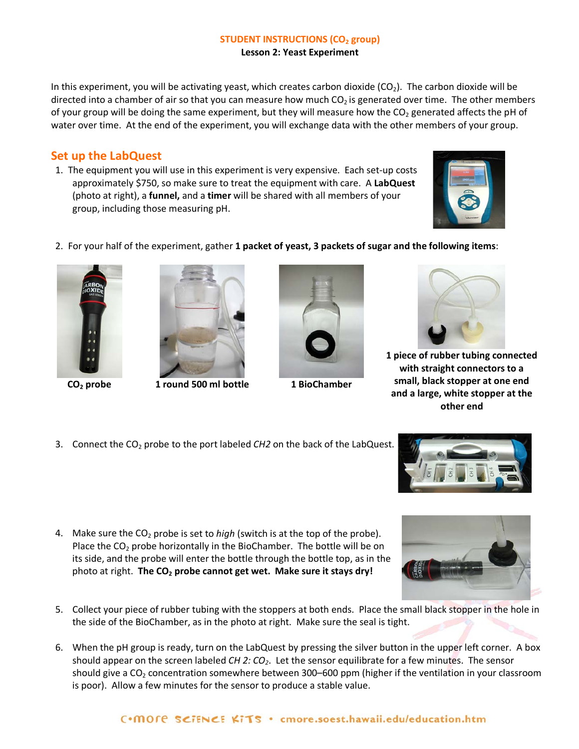**STUDENT INSTRUCTIONS ($CO_2$ group)**

**Lesson 2: Yeast Experiment**

In this experiment, you will be activating yeast, which creates carbon dioxide ($CO_2$). The carbon dioxide will be directed into a chamber of air so that you can measure how much $CO_2$ is generated over time. The other members of your group will be doing the same experiment, but they will measure how the $CO_2$ generated affects the pH of water over time. At the end of the experiment, you will exchange data with the other members of your group.

## Set up the LabQuest

1. The equipment you will use in this experiment is very expensive. Each set-up costs approximately $750, so make sure to treat the equipment with care. A **LabQuest** (photo at right), a **funnel,** and a **timer** will be shared with all members of your group, including those measuring pH.

2. For your half of the experiment, gather **1 packet of yeast, 3 packets of sugar and the following items**:

**$CO_2$ probe**

**1 round 500 ml bottle**

**1 BioChamber**

**1 piece of rubber tubing connected with straight connectors to a small, black stopper at one end and a large, white stopper at the other end**

3. Connect the $CO_2$ probe to the port labeled *CH2* on the back of the LabQuest.

4. Make sure the $CO_2$ probe is set to *high* (switch is at the top of the probe). Place the $CO_2$ probe horizontally in the BioChamber. The bottle will be on its side, and the probe will enter the bottle through the bottle top, as in the photo at right. **The $CO_2$ probe cannot get wet. Make sure it stays dry!**

5. Collect your piece of rubber tubing with the stoppers at both ends. Place the small black stopper in the hole in the side of the BioChamber, as in the photo at right. Make sure the seal is tight.

6. When the pH group is ready, turn on the LabQuest by pressing the silver button in the upper left corner. A box should appear on the screen labeled *CH 2: $CO_2$*. Let the sensor equilibrate for a few minutes. The sensor should give a $CO_2$ concentration somewhere between 300–600 ppm (higher if the ventilation in your classroom is poor). Allow a few minutes for the sensor to produce a stable value.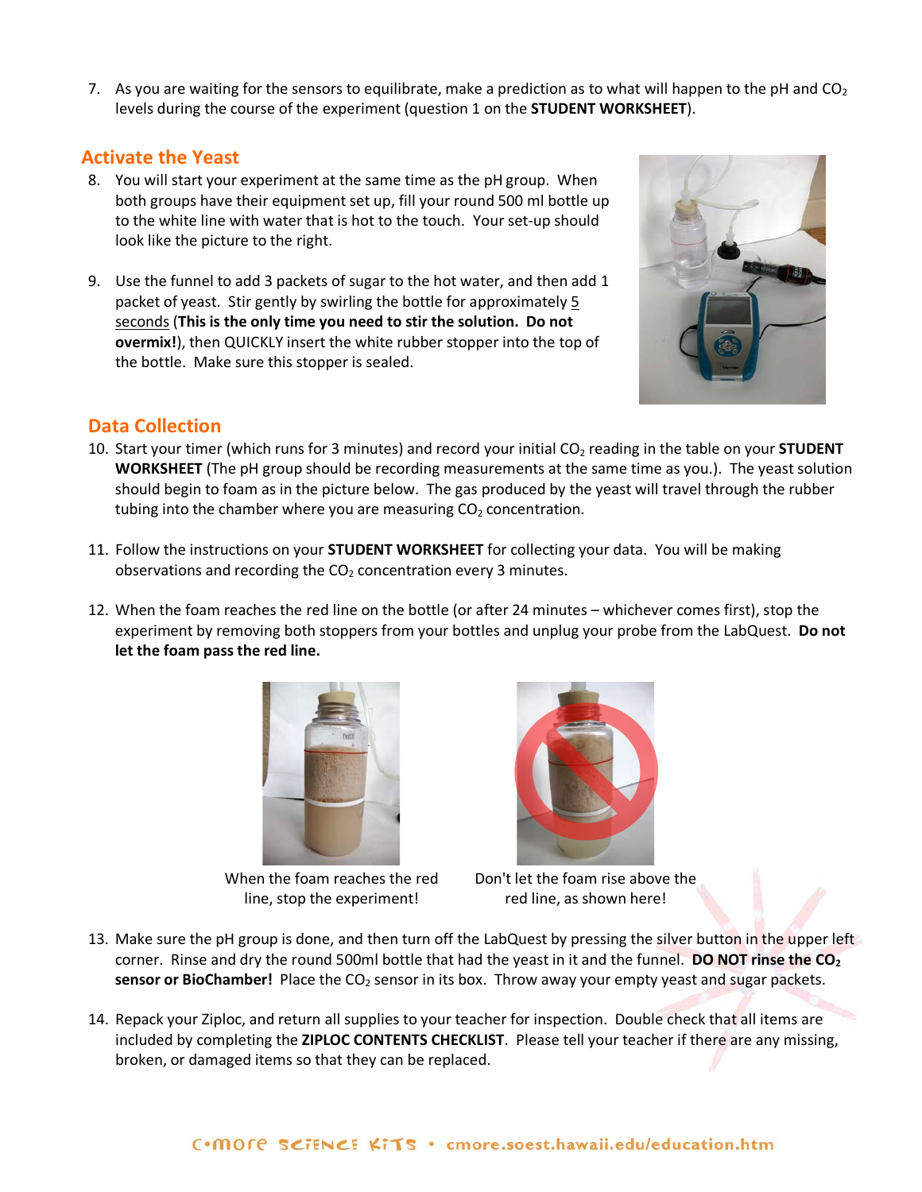7. As you are waiting for the sensors to equilibrate, make a prediction as to what will happen to the pH and $CO_2$ levels during the course of the experiment (question 1 on the **STUDENT WORKSHEET**).

## Activate the Yeast

8. You will start your experiment at the same time as the pH group. When both groups have their equipment set up, fill your round 500 ml bottle up to the white line with water that is hot to the touch. Your set-up should look like the picture to the right.

9. Use the funnel to add 3 packets of sugar to the hot water, and then add 1 packet of yeast. Stir gently by swirling the bottle for approximately 5 seconds (**This is the only time you need to stir the solution. Do not overmix!**), then QUICKLY insert the white rubber stopper into the top of the bottle. Make sure this stopper is sealed.

## Data Collection

10. Start your timer (which runs for 3 minutes) and record your initial $CO_2$ reading in the table on your **STUDENT WORKSHEET** (The pH group should be recording measurements at the same time as you.). The yeast solution should begin to foam as in the picture below. The gas produced by the yeast will travel through the rubber tubing into the chamber where you are measuring $CO_2$ concentration.

11. Follow the instructions on your **STUDENT WORKSHEET** for collecting your data. You will be making observations and recording the $CO_2$ concentration every 3 minutes.

12. When the foam reaches the red line on the bottle (or after 24 minutes – whichever comes first), stop the experiment by removing both stoppers from your bottles and unplug your probe from the LabQuest. **Do not let the foam pass the red line.**

When the foam reaches the red line, stop the experiment!

Don't let the foam rise above the red line, as shown here!

13. Make sure the pH group is done, and then turn off the LabQuest by pressing the silver button in the upper left corner. Rinse and dry the round 500ml bottle that had the yeast in it and the funnel. **DO NOT rinse the $CO_2$ sensor or BioChamber!** Place the $CO_2$ sensor in its box. Throw away your empty yeast and sugar packets.

14. Repack your Ziploc, and return all supplies to your teacher for inspection. Double check that all items are included by completing the **ZIPLOC CONTENTS CHECKLIST**. Please tell your teacher if there are any missing, broken, or damaged items so that they can be replaced.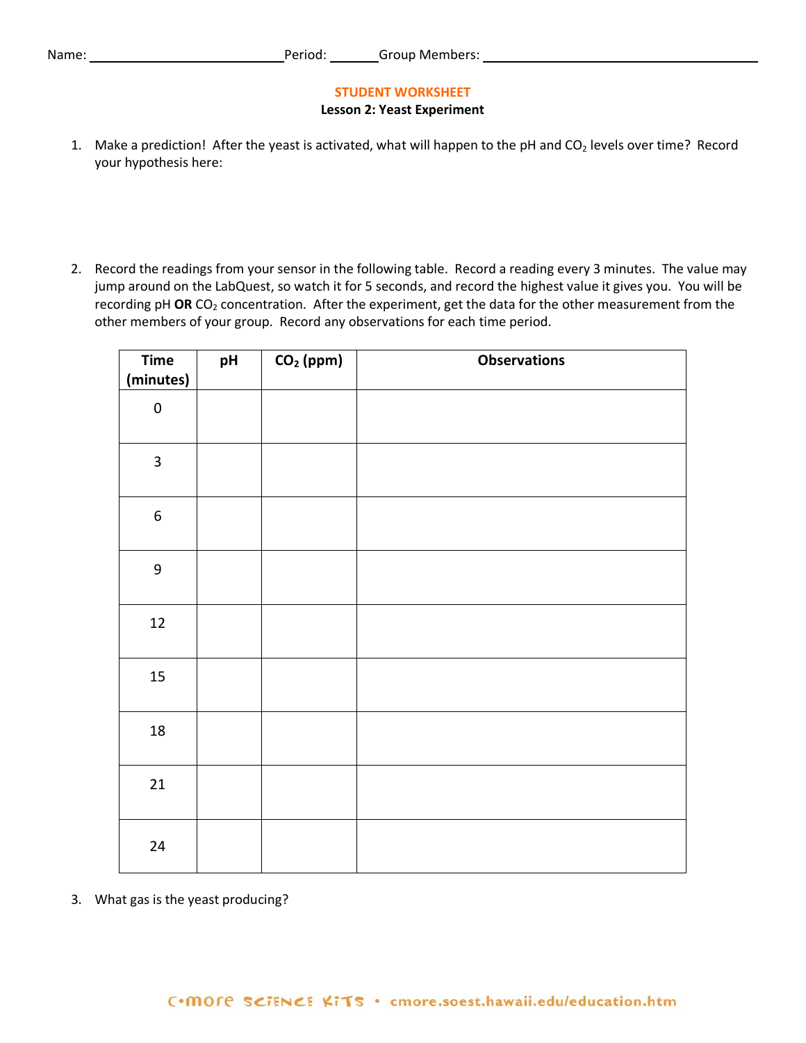Name: ____________________ Period: ______ Group Members: ______________________________

**STUDENT WORKSHEET**

**Lesson 2: Yeast Experiment**

1. Make a prediction! After the yeast is activated, what will happen to the pH and $CO_2$ levels over time? Record your hypothesis here:

2. Record the readings from your sensor in the following table. Record a reading every 3 minutes. The value may jump around on the LabQuest, so watch it for 5 seconds, and record the highest value it gives you. You will be recording pH **OR** $CO_2$ concentration. After the experiment, get the data for the other measurement from the other members of your group. Record any observations for each time period.

| Time (minutes) | pH | $CO_2$ (ppm) | Observations |
|---|---|---|---|
| 0 | | | |
| 3 | | | |
| 6 | | | |
| 9 | | | |
| 12 | | | |
| 15 | | | |
| 18 | | | |
| 21 | | | |
| 24 | | | |

3. What gas is the yeast producing?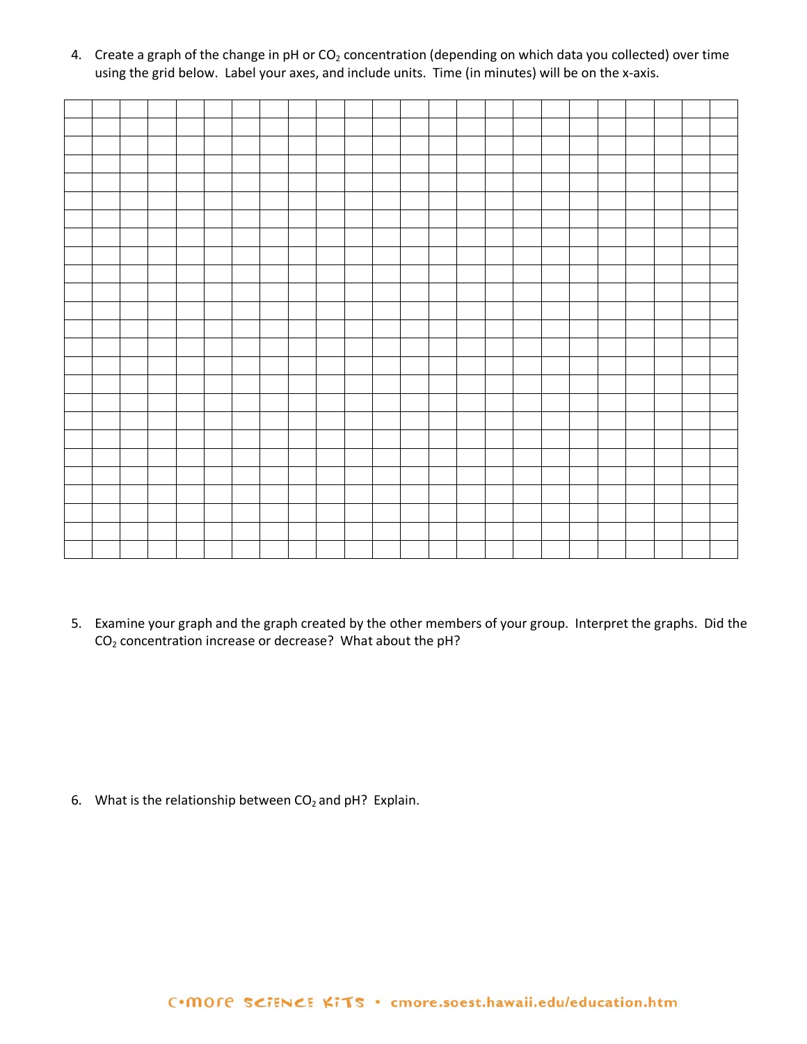4. Create a graph of the change in pH or $CO_2$ concentration (depending on which data you collected) over time using the grid below. Label your axes, and include units. Time (in minutes) will be on the x-axis.

5. Examine your graph and the graph created by the other members of your group. Interpret the graphs. Did the $CO_2$ concentration increase or decrease? What about the pH?

6. What is the relationship between $CO_2$ and pH? Explain.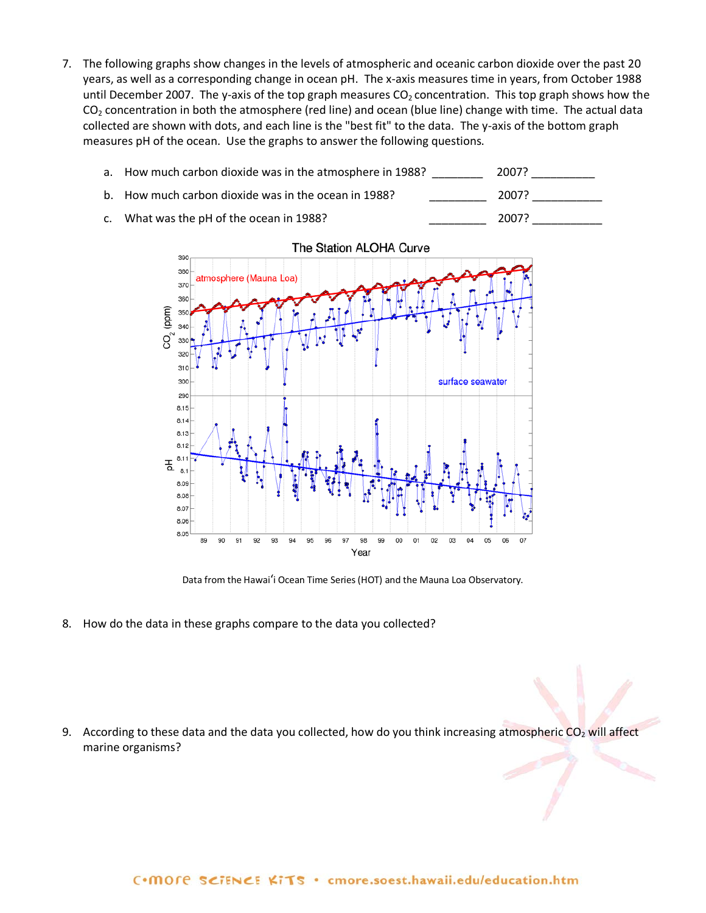7. The following graphs show changes in the levels of atmospheric and oceanic carbon dioxide over the past 20 years, as well as a corresponding change in ocean pH. The x-axis measures time in years, from October 1988 until December 2007. The y-axis of the top graph measures $CO_2$ concentration. This top graph shows how the $CO_2$ concentration in both the atmosphere (red line) and ocean (blue line) change with time. The actual data collected are shown with dots, and each line is the "best fit" to the data. The y-axis of the bottom graph measures pH of the ocean. Use the graphs to answer the following questions.

   a. How much carbon dioxide was in the atmosphere in 1988? ________ 2007? __________

   b. How much carbon dioxide was in the ocean in 1988? _________ 2007? ___________

   c. What was the pH of the ocean in 1988? _________ 2007? ___________

Data from the Hawaiʻi Ocean Time Series (HOT) and the Mauna Loa Observatory.

8. How do the data in these graphs compare to the data you collected?

9. According to these data and the data you collected, how do you think increasing atmospheric $CO_2$ will affect marine organisms?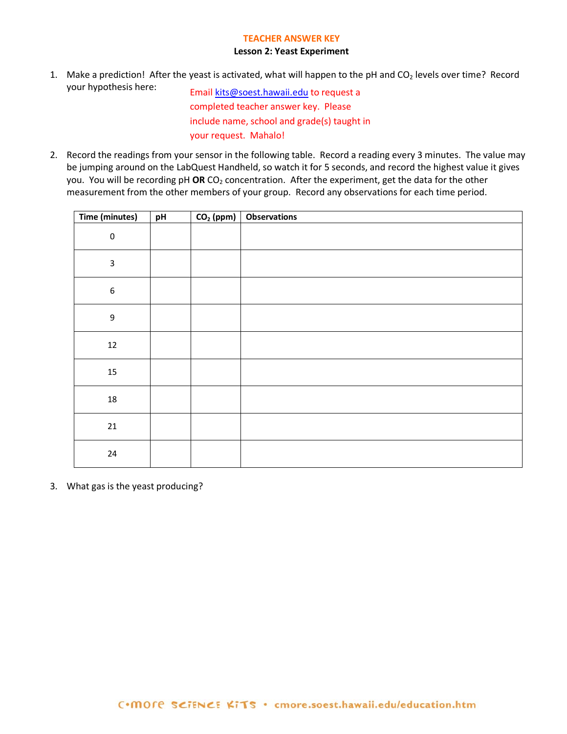TEACHER ANSWER KEY

**Lesson 2: Yeast Experiment**

1. Make a prediction! After the yeast is activated, what will happen to the pH and $CO_2$ levels over time? Record your hypothesis here:

   Email kits@soest.hawaii.edu to request a completed teacher answer key. Please include name, school and grade(s) taught in your request. Mahalo!

2. Record the readings from your sensor in the following table. Record a reading every 3 minutes. The value may be jumping around on the LabQuest Handheld, so watch it for 5 seconds, and record the highest value it gives you. You will be recording pH **OR** $CO_2$ concentration. After the experiment, get the data for the other measurement from the other members of your group. Record any observations for each time period.

| Time (minutes) | pH | $CO_2$ (ppm) | Observations |
|---|---|---|---|
| 0 | | | |
| 3 | | | |
| 6 | | | |
| 9 | | | |
| 12 | | | |
| 15 | | | |
| 18 | | | |
| 21 | | | |
| 24 | | | |

3. What gas is the yeast producing?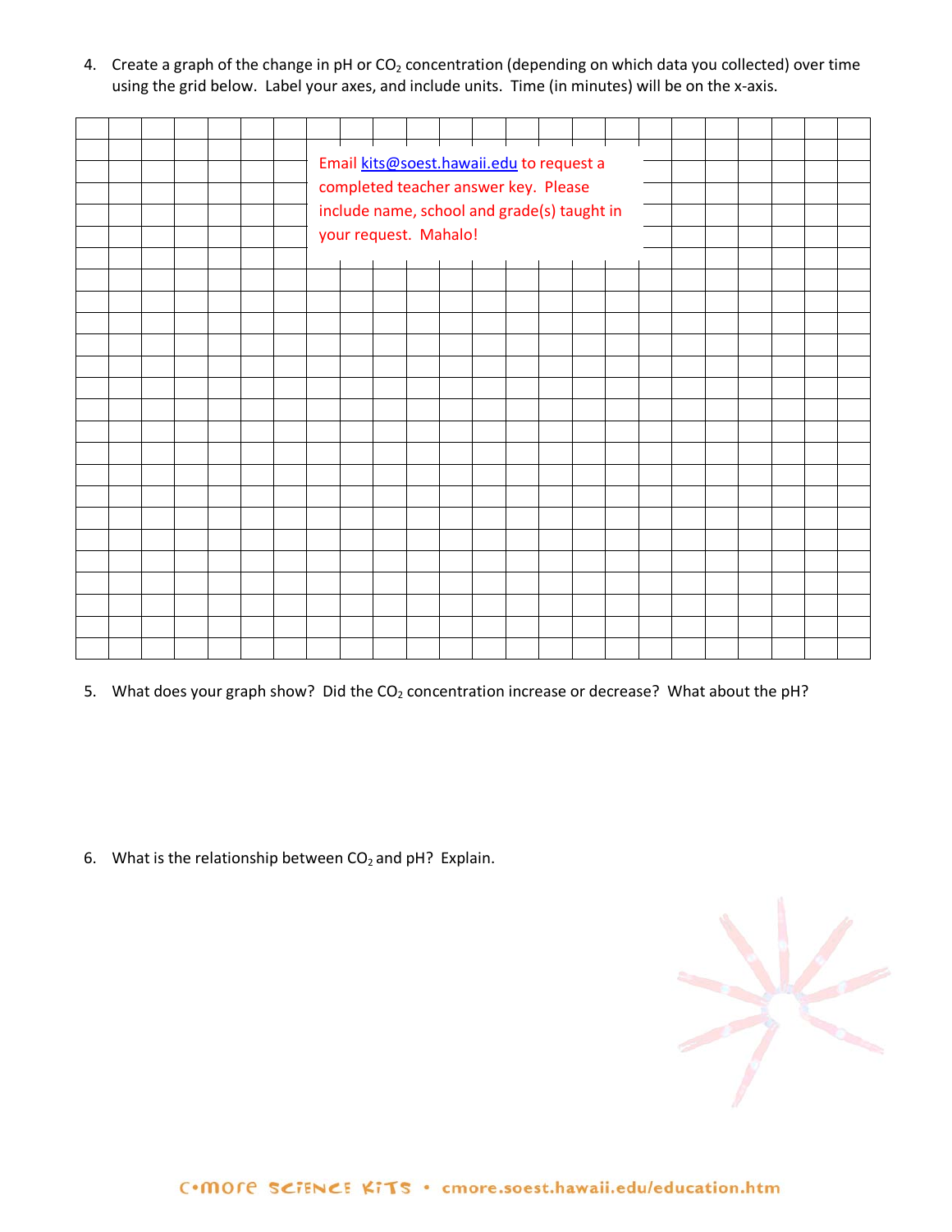4. Create a graph of the change in pH or $CO_2$ concentration (depending on which data you collected) over time using the grid below. Label your axes, and include units. Time (in minutes) will be on the x-axis.

Email kits@soest.hawaii.edu to request a completed teacher answer key. Please include name, school and grade(s) taught in your request. Mahalo!

5. What does your graph show? Did the $CO_2$ concentration increase or decrease? What about the pH?

6. What is the relationship between $CO_2$ and pH? Explain.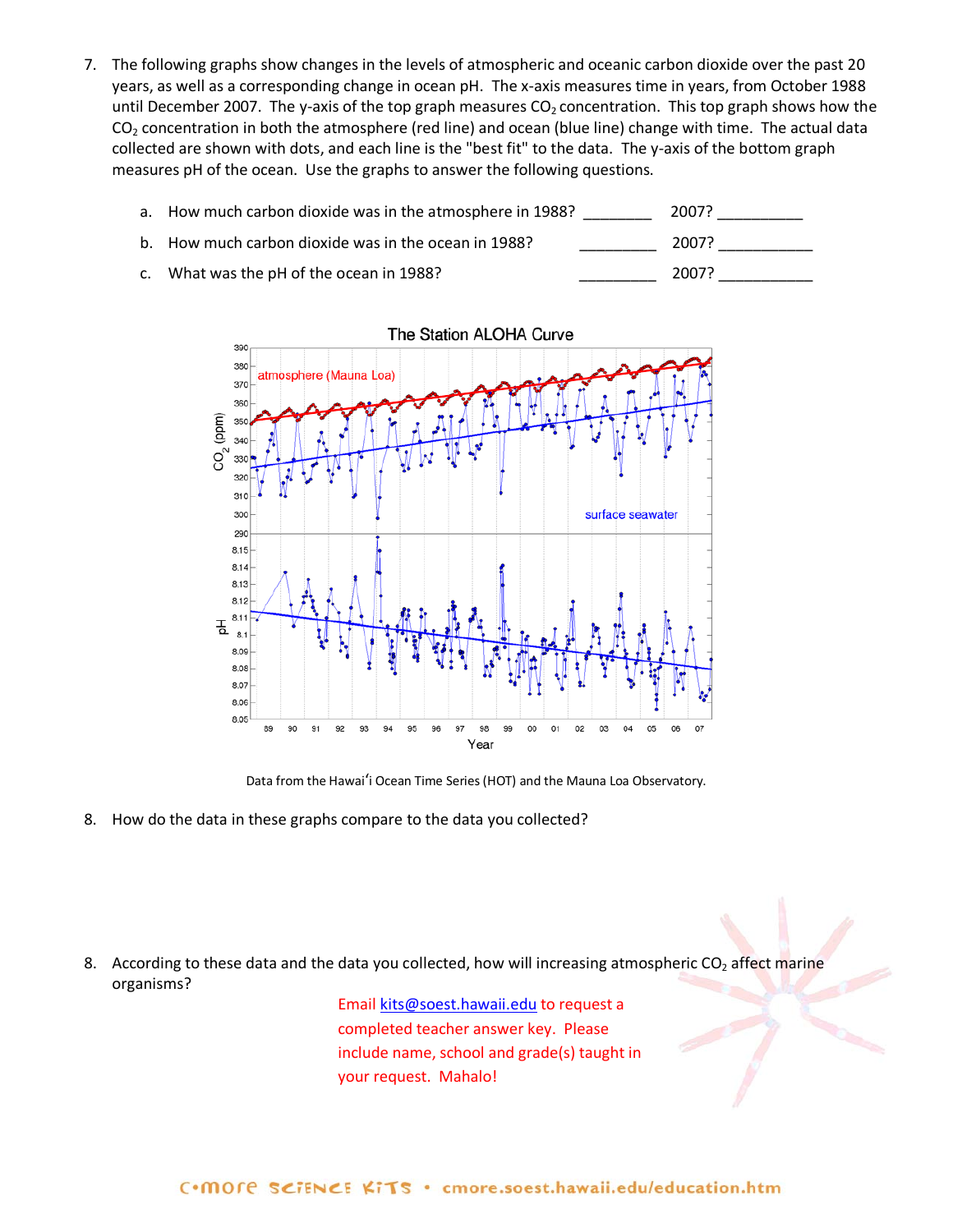7. The following graphs show changes in the levels of atmospheric and oceanic carbon dioxide over the past 20 years, as well as a corresponding change in ocean pH. The x-axis measures time in years, from October 1988 until December 2007. The y-axis of the top graph measures $CO_2$ concentration. This top graph shows how the $CO_2$ concentration in both the atmosphere (red line) and ocean (blue line) change with time. The actual data collected are shown with dots, and each line is the "best fit" to the data. The y-axis of the bottom graph measures pH of the ocean. Use the graphs to answer the following questions.

   a. How much carbon dioxide was in the atmosphere in 1988? ________ 2007? __________

   b. How much carbon dioxide was in the ocean in 1988? _________ 2007? ___________

   c. What was the pH of the ocean in 1988? _________ 2007? ___________

The Station ALOHA Curve

Data from the Hawai'i Ocean Time Series (HOT) and the Mauna Loa Observatory.

8. How do the data in these graphs compare to the data you collected?

8. According to these data and the data you collected, how will increasing atmospheric $CO_2$ affect marine organisms?

Email kits@soest.hawaii.edu to request a completed teacher answer key. Please include name, school and grade(s) taught in your request. Mahalo!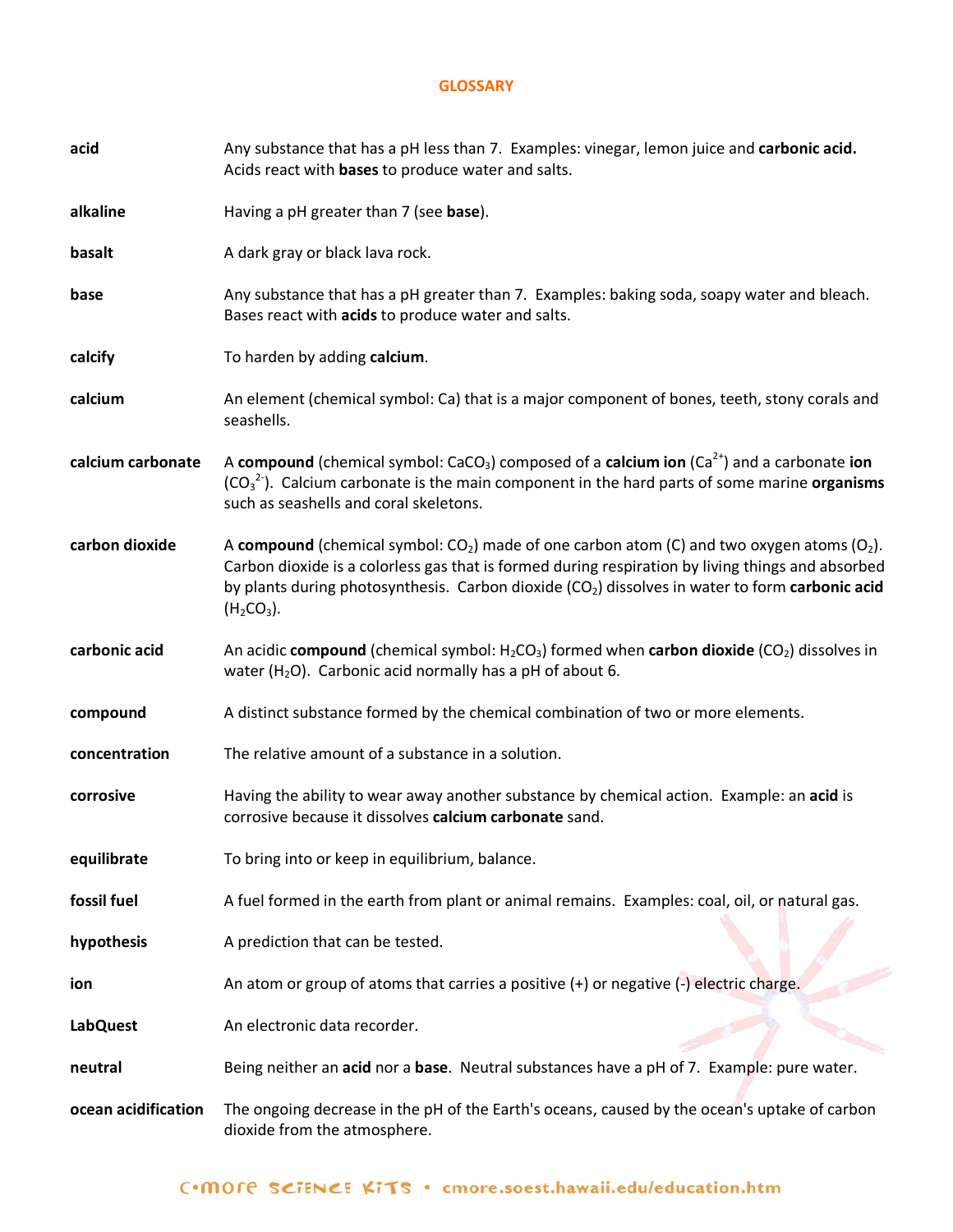# GLOSSARY

**acid** — Any substance that has a pH less than 7. Examples: vinegar, lemon juice and **carbonic acid.** Acids react with **bases** to produce water and salts.

**alkaline** — Having a pH greater than 7 (see **base**).

**basalt** — A dark gray or black lava rock.

**base** — Any substance that has a pH greater than 7. Examples: baking soda, soapy water and bleach. Bases react with **acids** to produce water and salts.

**calcify** — To harden by adding **calcium**.

**calcium** — An element (chemical symbol: Ca) that is a major component of bones, teeth, stony corals and seashells.

**calcium carbonate** — A **compound** (chemical symbol: $CaCO_3$) composed of a **calcium ion** ($Ca^{2+}$) and a carbonate **ion** ($CO_3^{2-}$). Calcium carbonate is the main component in the hard parts of some marine **organisms** such as seashells and coral skeletons.

**carbon dioxide** — A **compound** (chemical symbol: $CO_2$) made of one carbon atom (C) and two oxygen atoms ($O_2$). Carbon dioxide is a colorless gas that is formed during respiration by living things and absorbed by plants during photosynthesis. Carbon dioxide ($CO_2$) dissolves in water to form **carbonic acid** ($H_2CO_3$).

**carbonic acid** — An acidic **compound** (chemical symbol: $H_2CO_3$) formed when **carbon dioxide** ($CO_2$) dissolves in water ($H_2O$). Carbonic acid normally has a pH of about 6.

**compound** — A distinct substance formed by the chemical combination of two or more elements.

**concentration** — The relative amount of a substance in a solution.

**corrosive** — Having the ability to wear away another substance by chemical action. Example: an **acid** is corrosive because it dissolves **calcium carbonate** sand.

**equilibrate** — To bring into or keep in equilibrium, balance.

**fossil fuel** — A fuel formed in the earth from plant or animal remains. Examples: coal, oil, or natural gas.

**hypothesis** — A prediction that can be tested.

**ion** — An atom or group of atoms that carries a positive (+) or negative (-) electric charge.

**LabQuest** — An electronic data recorder.

**neutral** — Being neither an **acid** nor a **base**. Neutral substances have a pH of 7. Example: pure water.

**ocean acidification** — The ongoing decrease in the pH of the Earth's oceans, caused by the ocean's uptake of carbon dioxide from the atmosphere.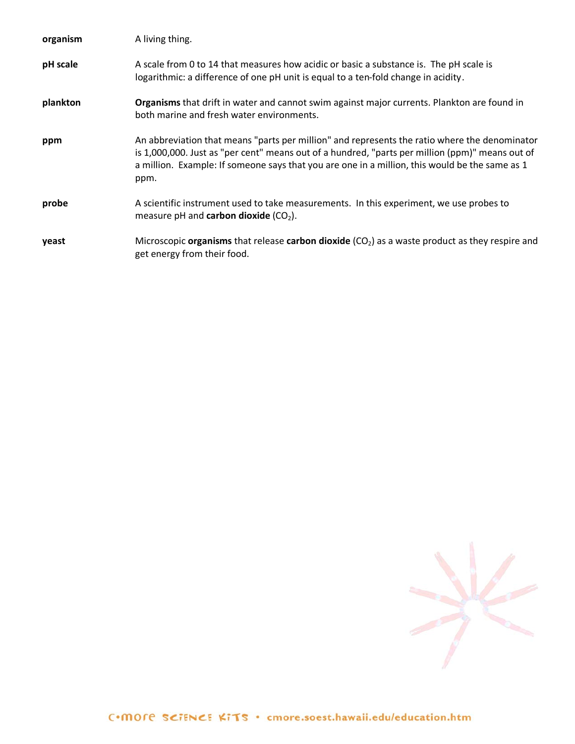**organism** A living thing.

**pH scale** A scale from 0 to 14 that measures how acidic or basic a substance is. The pH scale is logarithmic: a difference of one pH unit is equal to a ten-fold change in acidity.

**plankton** **Organisms** that drift in water and cannot swim against major currents. Plankton are found in both marine and fresh water environments.

**ppm** An abbreviation that means "parts per million" and represents the ratio where the denominator is 1,000,000. Just as "per cent" means out of a hundred, "parts per million (ppm)" means out of a million. Example: If someone says that you are one in a million, this would be the same as 1 ppm.

**probe** A scientific instrument used to take measurements. In this experiment, we use probes to measure pH and **carbon dioxide** ($CO_2$).

**yeast** Microscopic **organisms** that release **carbon dioxide** ($CO_2$) as a waste product as they respire and get energy from their food.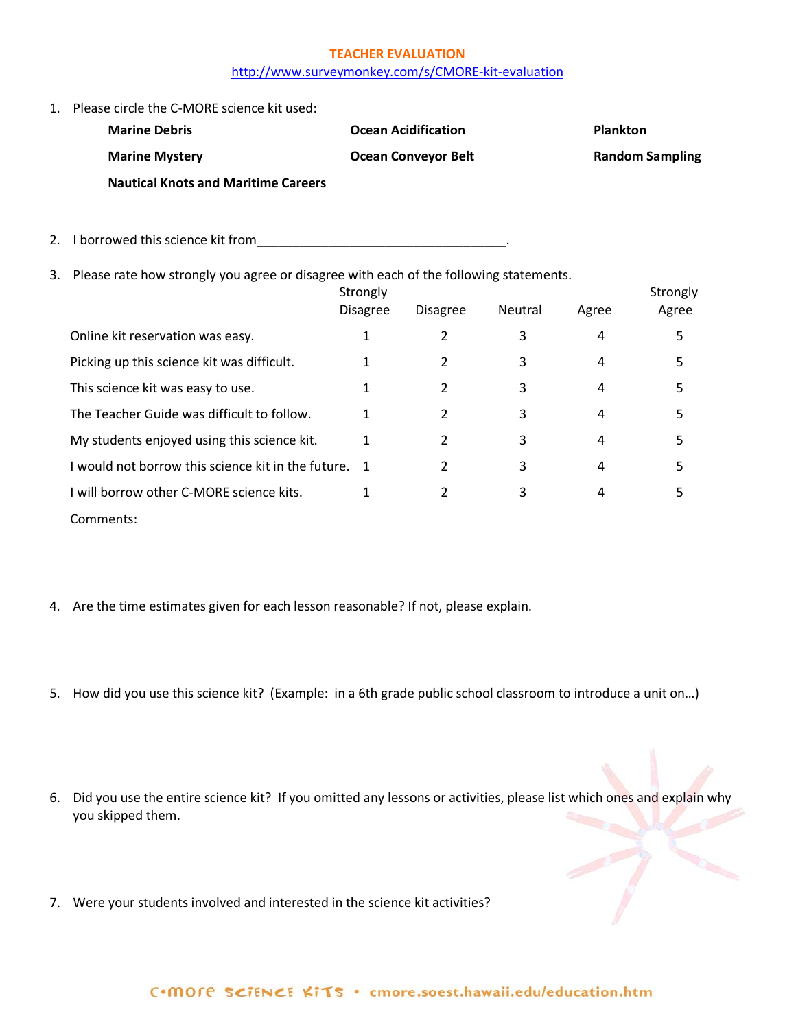# TEACHER EVALUATION

http://www.surveymonkey.com/s/CMORE-kit-evaluation

1. Please circle the C-MORE science kit used:

| | | |
|---|---|---|
| **Marine Debris** | **Ocean Acidification** | **Plankton** |
| **Marine Mystery** | **Ocean Conveyor Belt** | **Random Sampling** |
| **Nautical Knots and Maritime Careers** | | |

2. I borrowed this science kit from___________________________________.

3. Please rate how strongly you agree or disagree with each of the following statements.

| | Strongly Disagree | Disagree | Neutral | Agree | Strongly Agree |
|---|---|---|---|---|---|
| Online kit reservation was easy. | 1 | 2 | 3 | 4 | 5 |
| Picking up this science kit was difficult. | 1 | 2 | 3 | 4 | 5 |
| This science kit was easy to use. | 1 | 2 | 3 | 4 | 5 |
| The Teacher Guide was difficult to follow. | 1 | 2 | 3 | 4 | 5 |
| My students enjoyed using this science kit. | 1 | 2 | 3 | 4 | 5 |
| I would not borrow this science kit in the future. | 1 | 2 | 3 | 4 | 5 |
| I will borrow other C-MORE science kits. | 1 | 2 | 3 | 4 | 5 |

Comments:

4. Are the time estimates given for each lesson reasonable? If not, please explain.

5. How did you use this science kit? (Example: in a 6th grade public school classroom to introduce a unit on…)

6. Did you use the entire science kit? If you omitted any lessons or activities, please list which ones and explain why you skipped them.

7. Were your students involved and interested in the science kit activities?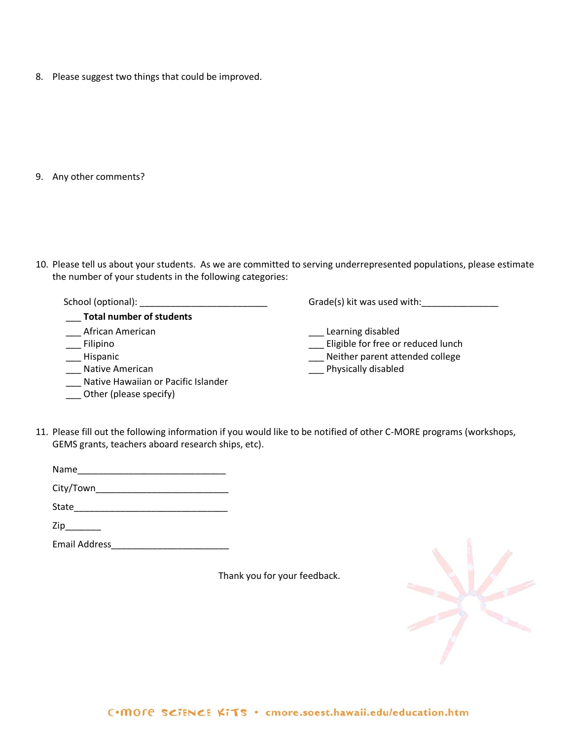8. Please suggest two things that could be improved.

9. Any other comments?

10. Please tell us about your students. As we are committed to serving underrepresented populations, please estimate the number of your students in the following categories:

School (optional): _________________________

Grade(s) kit was used with:_______________

___ **Total number of students**

___ African American

___ Filipino

___ Hispanic

___ Native American

___ Native Hawaiian or Pacific Islander

___ Other (please specify)

___ Learning disabled

___ Eligible for free or reduced lunch

___ Neither parent attended college

___ Physically disabled

11. Please fill out the following information if you would like to be notified of other C-MORE programs (workshops, GEMS grants, teachers aboard research ships, etc).

Name_____________________________

City/Town__________________________

State______________________________

Zip_______

Email Address_______________________

Thank you for your feedback.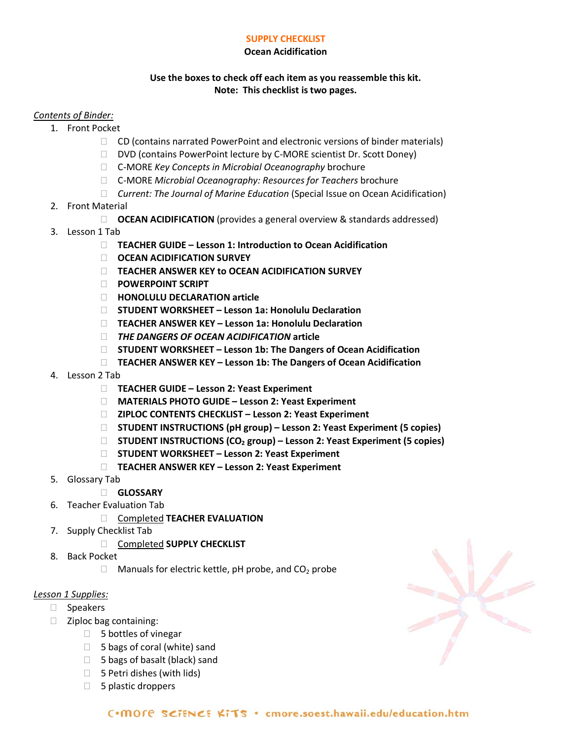**SUPPLY CHECKLIST**

**Ocean Acidification**

**Use the boxes to check off each item as you reassemble this kit.**
**Note: This checklist is two pages.**

*Contents of Binder:*

1. Front Pocket
    - ☐ CD (contains narrated PowerPoint and electronic versions of binder materials)
    - ☐ DVD (contains PowerPoint lecture by C-MORE scientist Dr. Scott Doney)
    - ☐ C-MORE *Key Concepts in Microbial Oceanography* brochure
    - ☐ C-MORE *Microbial Oceanography: Resources for Teachers* brochure
    - ☐ *Current: The Journal of Marine Education* (Special Issue on Ocean Acidification)
2. Front Material
    - ☐ **OCEAN ACIDIFICATION** (provides a general overview & standards addressed)
3. Lesson 1 Tab
    - ☐ **TEACHER GUIDE – Lesson 1: Introduction to Ocean Acidification**
    - ☐ **OCEAN ACIDIFICATION SURVEY**
    - ☐ **TEACHER ANSWER KEY to OCEAN ACIDIFICATION SURVEY**
    - ☐ **POWERPOINT SCRIPT**
    - ☐ **HONOLULU DECLARATION article**
    - ☐ **STUDENT WORKSHEET – Lesson 1a: Honolulu Declaration**
    - ☐ **TEACHER ANSWER KEY – Lesson 1a: Honolulu Declaration**
    - ☐ ***THE DANGERS OF OCEAN ACIDIFICATION* article**
    - ☐ **STUDENT WORKSHEET – Lesson 1b: The Dangers of Ocean Acidification**
    - ☐ **TEACHER ANSWER KEY – Lesson 1b: The Dangers of Ocean Acidification**
4. Lesson 2 Tab
    - ☐ **TEACHER GUIDE – Lesson 2: Yeast Experiment**
    - ☐ **MATERIALS PHOTO GUIDE – Lesson 2: Yeast Experiment**
    - ☐ **ZIPLOC CONTENTS CHECKLIST – Lesson 2: Yeast Experiment**
    - ☐ **STUDENT INSTRUCTIONS (pH group) – Lesson 2: Yeast Experiment (5 copies)**
    - ☐ **STUDENT INSTRUCTIONS ($CO_2$ group) – Lesson 2: Yeast Experiment (5 copies)**
    - ☐ **STUDENT WORKSHEET – Lesson 2: Yeast Experiment**
    - ☐ **TEACHER ANSWER KEY – Lesson 2: Yeast Experiment**
5. Glossary Tab
    - ☐ **GLOSSARY**
6. Teacher Evaluation Tab
    - ☐ Completed **TEACHER EVALUATION**
7. Supply Checklist Tab
    - ☐ Completed **SUPPLY CHECKLIST**
8. Back Pocket
    - ☐ Manuals for electric kettle, pH probe, and $CO_2$ probe

*Lesson 1 Supplies:*

- ☐ Speakers
- ☐ Ziploc bag containing:
    - ☐ 5 bottles of vinegar
    - ☐ 5 bags of coral (white) sand
    - ☐ 5 bags of basalt (black) sand
    - ☐ 5 Petri dishes (with lids)
    - ☐ 5 plastic droppers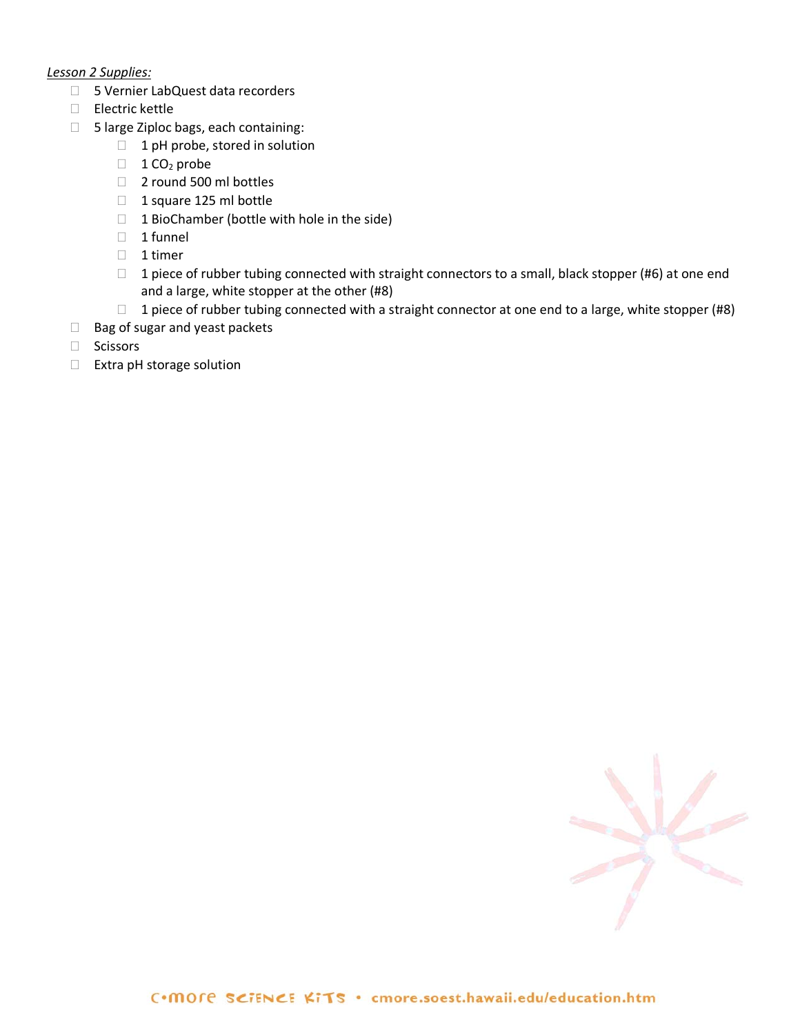*Lesson 2 Supplies:*

- 5 Vernier LabQuest data recorders
- Electric kettle
- 5 large Ziploc bags, each containing:
  - 1 pH probe, stored in solution
  - 1 $CO_2$ probe
  - 2 round 500 ml bottles
  - 1 square 125 ml bottle
  - 1 BioChamber (bottle with hole in the side)
  - 1 funnel
  - 1 timer
  - 1 piece of rubber tubing connected with straight connectors to a small, black stopper (#6) at one end and a large, white stopper at the other (#8)
  - 1 piece of rubber tubing connected with a straight connector at one end to a large, white stopper (#8)
- Bag of sugar and yeast packets
- Scissors
- Extra pH storage solution